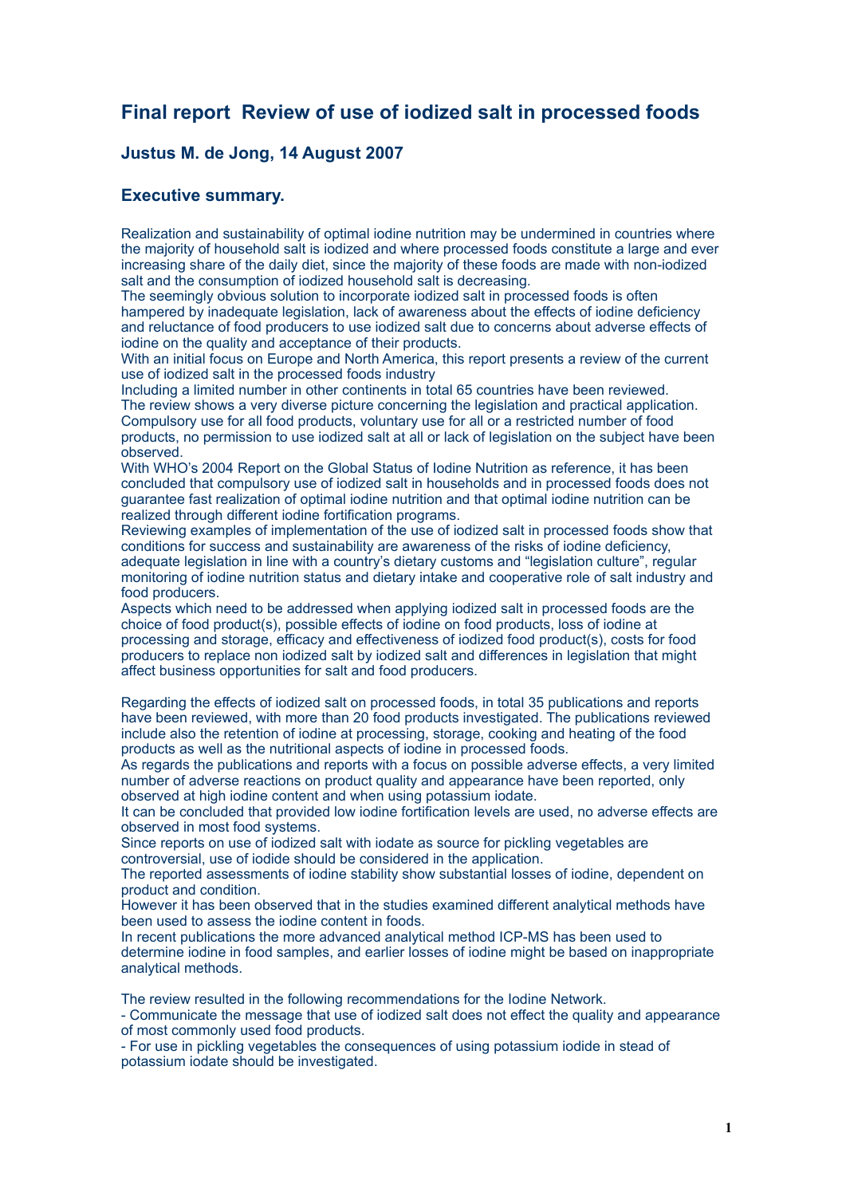# Final report Review of use of iodized salt in processed foods

## Justus M. de Jong, 14 August 2007

## Executive summary.

Realization and sustainability of optimal iodine nutrition may be undermined in countries where the majority of household salt is iodized and where processed foods constitute a large and ever increasing share of the daily diet, since the majority of these foods are made with non-iodized salt and the consumption of iodized household salt is decreasing.
The seemingly obvious solution to incorporate iodized salt in processed foods is often hampered by inadequate legislation, lack of awareness about the effects of iodine deficiency and reluctance of food producers to use iodized salt due to concerns about adverse effects of iodine on the quality and acceptance of their products.
With an initial focus on Europe and North America, this report presents a review of the current use of iodized salt in the processed foods industry
Including a limited number in other continents in total 65 countries have been reviewed.
The review shows a very diverse picture concerning the legislation and practical application. Compulsory use for all food products, voluntary use for all or a restricted number of food products, no permission to use iodized salt at all or lack of legislation on the subject have been observed.
With WHO's 2004 Report on the Global Status of Iodine Nutrition as reference, it has been concluded that compulsory use of iodized salt in households and in processed foods does not guarantee fast realization of optimal iodine nutrition and that optimal iodine nutrition can be realized through different iodine fortification programs.
Reviewing examples of implementation of the use of iodized salt in processed foods show that conditions for success and sustainability are awareness of the risks of iodine deficiency, adequate legislation in line with a country's dietary customs and "legislation culture", regular monitoring of iodine nutrition status and dietary intake and cooperative role of salt industry and food producers.
Aspects which need to be addressed when applying iodized salt in processed foods are the choice of food product(s), possible effects of iodine on food products, loss of iodine at processing and storage, efficacy and effectiveness of iodized food product(s), costs for food producers to replace non iodized salt by iodized salt and differences in legislation that might affect business opportunities for salt and food producers.

Regarding the effects of iodized salt on processed foods, in total 35 publications and reports have been reviewed, with more than 20 food products investigated. The publications reviewed include also the retention of iodine at processing, storage, cooking and heating of the food products as well as the nutritional aspects of iodine in processed foods.
As regards the publications and reports with a focus on possible adverse effects, a very limited number of adverse reactions on product quality and appearance have been reported, only observed at high iodine content and when using potassium iodate.
It can be concluded that provided low iodine fortification levels are used, no adverse effects are observed in most food systems.
Since reports on use of iodized salt with iodate as source for pickling vegetables are controversial, use of iodide should be considered in the application.
The reported assessments of iodine stability show substantial losses of iodine, dependent on product and condition.
However it has been observed that in the studies examined different analytical methods have been used to assess the iodine content in foods.
In recent publications the more advanced analytical method ICP-MS has been used to determine iodine in food samples, and earlier losses of iodine might be based on inappropriate analytical methods.

The review resulted in the following recommendations for the Iodine Network.
- Communicate the message that use of iodized salt does not effect the quality and appearance of most commonly used food products.
- For use in pickling vegetables the consequences of using potassium iodide in stead of potassium iodate should be investigated.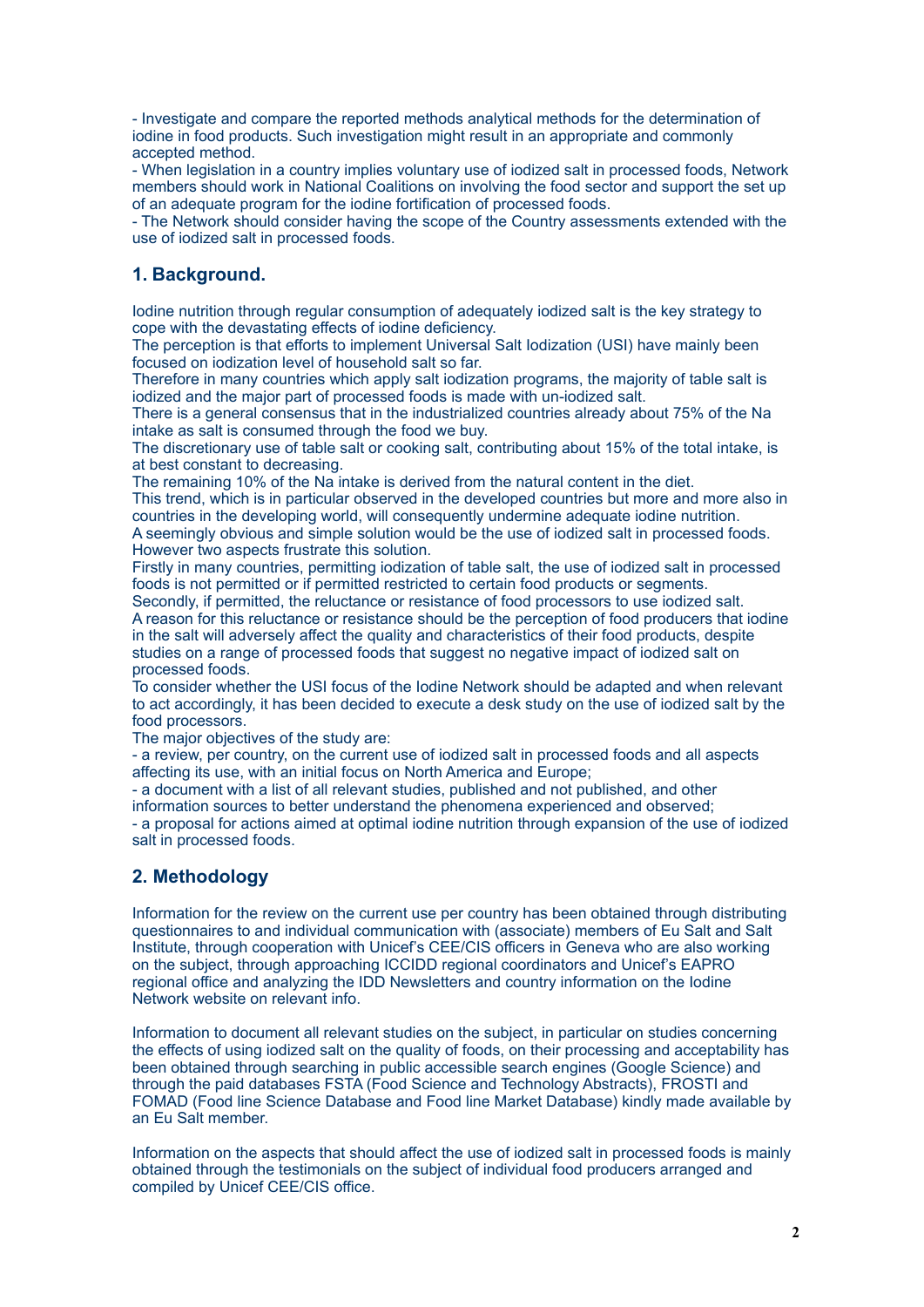- Investigate and compare the reported methods analytical methods for the determination of iodine in food products. Such investigation might result in an appropriate and commonly accepted method.
- When legislation in a country implies voluntary use of iodized salt in processed foods, Network members should work in National Coalitions on involving the food sector and support the set up of an adequate program for the iodine fortification of processed foods.
- The Network should consider having the scope of the Country assessments extended with the use of iodized salt in processed foods.

## 1. Background.

Iodine nutrition through regular consumption of adequately iodized salt is the key strategy to cope with the devastating effects of iodine deficiency.
The perception is that efforts to implement Universal Salt Iodization (USI) have mainly been focused on iodization level of household salt so far.
Therefore in many countries which apply salt iodization programs, the majority of table salt is iodized and the major part of processed foods is made with un-iodized salt.
There is a general consensus that in the industrialized countries already about 75% of the Na intake as salt is consumed through the food we buy.
The discretionary use of table salt or cooking salt, contributing about 15% of the total intake, is at best constant to decreasing.
The remaining 10% of the Na intake is derived from the natural content in the diet.
This trend, which is in particular observed in the developed countries but more and more also in countries in the developing world, will consequently undermine adequate iodine nutrition.
A seemingly obvious and simple solution would be the use of iodized salt in processed foods. However two aspects frustrate this solution.
Firstly in many countries, permitting iodization of table salt, the use of iodized salt in processed foods is not permitted or if permitted restricted to certain food products or segments.
Secondly, if permitted, the reluctance or resistance of food processors to use iodized salt.
A reason for this reluctance or resistance should be the perception of food producers that iodine in the salt will adversely affect the quality and characteristics of their food products, despite studies on a range of processed foods that suggest no negative impact of iodized salt on processed foods.
To consider whether the USI focus of the Iodine Network should be adapted and when relevant to act accordingly, it has been decided to execute a desk study on the use of iodized salt by the food processors.
The major objectives of the study are:
- a review, per country, on the current use of iodized salt in processed foods and all aspects affecting its use, with an initial focus on North America and Europe;
- a document with a list of all relevant studies, published and not published, and other information sources to better understand the phenomena experienced and observed;
- a proposal for actions aimed at optimal iodine nutrition through expansion of the use of iodized salt in processed foods.

## 2. Methodology

Information for the review on the current use per country has been obtained through distributing questionnaires to and individual communication with (associate) members of Eu Salt and Salt Institute, through cooperation with Unicef's CEE/CIS officers in Geneva who are also working on the subject, through approaching ICCIDD regional coordinators and Unicef's EAPRO regional office and analyzing the IDD Newsletters and country information on the Iodine Network website on relevant info.

Information to document all relevant studies on the subject, in particular on studies concerning the effects of using iodized salt on the quality of foods, on their processing and acceptability has been obtained through searching in public accessible search engines (Google Science) and through the paid databases FSTA (Food Science and Technology Abstracts), FROSTI and FOMAD (Food line Science Database and Food line Market Database) kindly made available by an Eu Salt member.

Information on the aspects that should affect the use of iodized salt in processed foods is mainly obtained through the testimonials on the subject of individual food producers arranged and compiled by Unicef CEE/CIS office.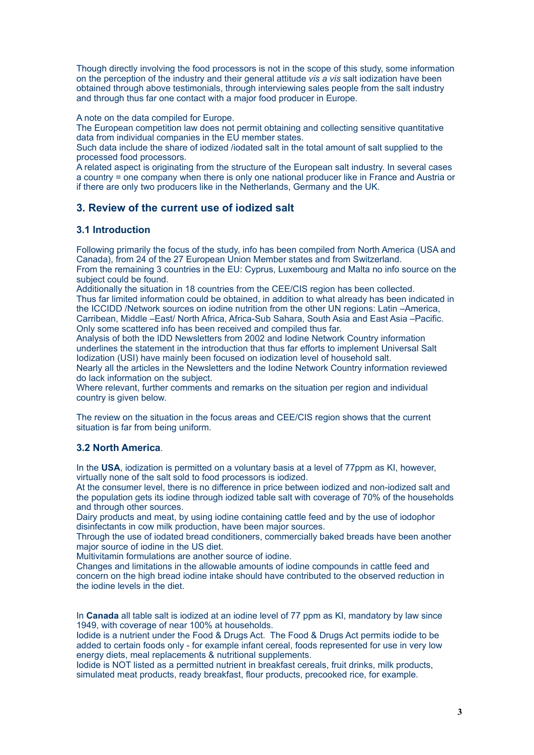Though directly involving the food processors is not in the scope of this study, some information on the perception of the industry and their general attitude *vis a vis* salt iodization have been obtained through above testimonials, through interviewing sales people from the salt industry and through thus far one contact with a major food producer in Europe.

A note on the data compiled for Europe.
The European competition law does not permit obtaining and collecting sensitive quantitative data from individual companies in the EU member states.
Such data include the share of iodized /iodated salt in the total amount of salt supplied to the processed food processors.
A related aspect is originating from the structure of the European salt industry. In several cases a country = one company when there is only one national producer like in France and Austria or if there are only two producers like in the Netherlands, Germany and the UK.

## 3. Review of the current use of iodized salt

### 3.1 Introduction

Following primarily the focus of the study, info has been compiled from North America (USA and Canada), from 24 of the 27 European Union Member states and from Switzerland.
From the remaining 3 countries in the EU: Cyprus, Luxembourg and Malta no info source on the subject could be found.
Additionally the situation in 18 countries from the CEE/CIS region has been collected.
Thus far limited information could be obtained, in addition to what already has been indicated in the ICCIDD /Network sources on iodine nutrition from the other UN regions: Latin –America, Carribean, Middle –East/ North Africa, Africa-Sub Sahara, South Asia and East Asia –Pacific.
Only some scattered info has been received and compiled thus far.
Analysis of both the IDD Newsletters from 2002 and Iodine Network Country information underlines the statement in the introduction that thus far efforts to implement Universal Salt Iodization (USI) have mainly been focused on iodization level of household salt.
Nearly all the articles in the Newsletters and the Iodine Network Country information reviewed do lack information on the subject.
Where relevant, further comments and remarks on the situation per region and individual country is given below.

The review on the situation in the focus areas and CEE/CIS region shows that the current situation is far from being uniform.

### 3.2 North America.

In the **USA**, iodization is permitted on a voluntary basis at a level of 77ppm as KI, however, virtually none of the salt sold to food processors is iodized.
At the consumer level, there is no difference in price between iodized and non-iodized salt and the population gets its iodine through iodized table salt with coverage of 70% of the households and through other sources.
Dairy products and meat, by using iodine containing cattle feed and by the use of iodophor disinfectants in cow milk production, have been major sources.
Through the use of iodated bread conditioners, commercially baked breads have been another major source of iodine in the US diet.
Multivitamin formulations are another source of iodine.
Changes and limitations in the allowable amounts of iodine compounds in cattle feed and concern on the high bread iodine intake should have contributed to the observed reduction in the iodine levels in the diet.

In **Canada** all table salt is iodized at an iodine level of 77 ppm as KI, mandatory by law since 1949, with coverage of near 100% at households.
Iodide is a nutrient under the Food & Drugs Act. The Food & Drugs Act permits iodide to be added to certain foods only - for example infant cereal, foods represented for use in very low energy diets, meal replacements & nutritional supplements.
Iodide is NOT listed as a permitted nutrient in breakfast cereals, fruit drinks, milk products, simulated meat products, ready breakfast, flour products, precooked rice, for example.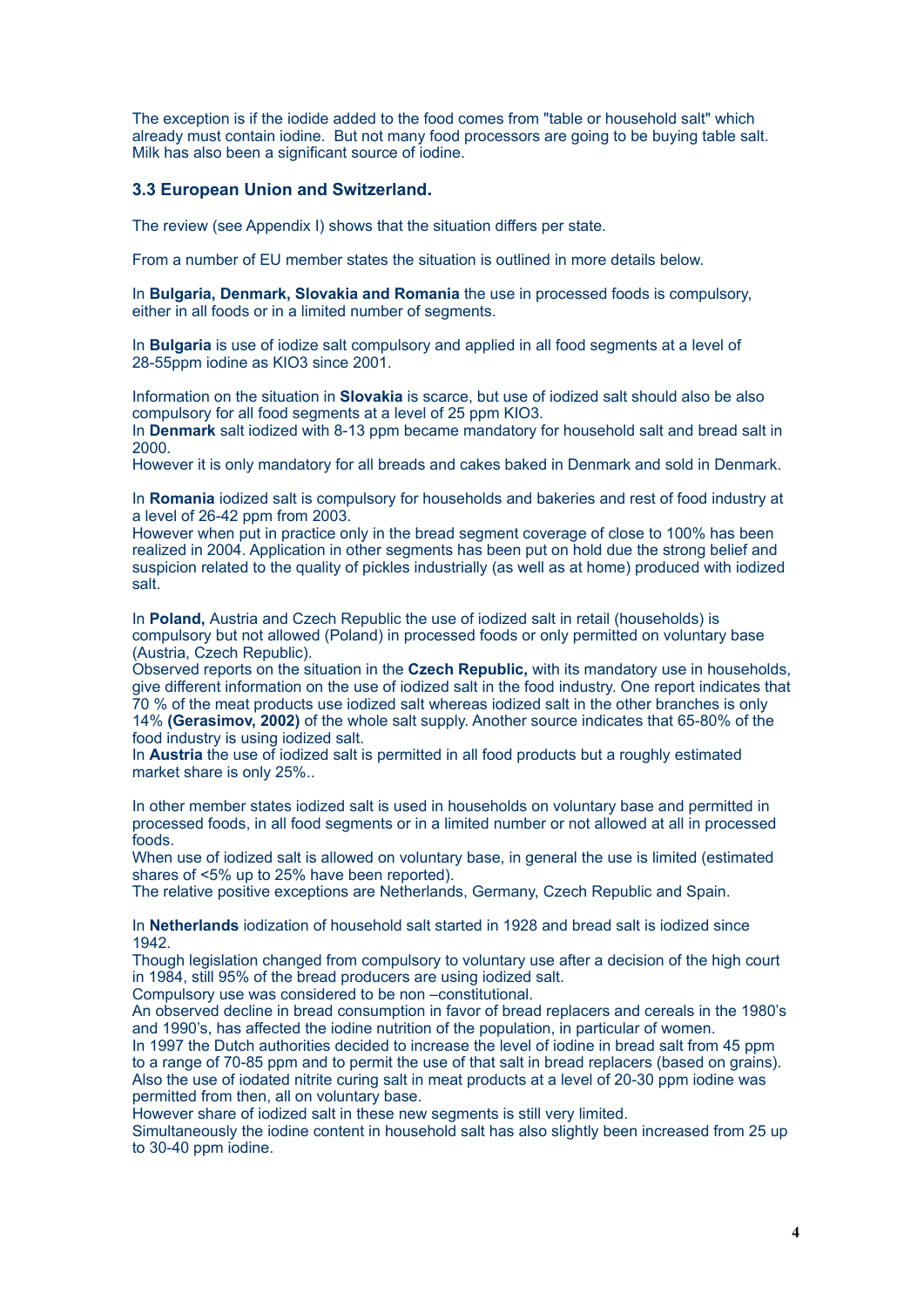The exception is if the iodide added to the food comes from "table or household salt" which already must contain iodine. But not many food processors are going to be buying table salt. Milk has also been a significant source of iodine.

### 3.3 European Union and Switzerland.

The review (see Appendix I) shows that the situation differs per state.

From a number of EU member states the situation is outlined in more details below.

In **Bulgaria, Denmark, Slovakia and Romania** the use in processed foods is compulsory, either in all foods or in a limited number of segments.

In **Bulgaria** is use of iodize salt compulsory and applied in all food segments at a level of 28-55ppm iodine as $KIO_3$ since 2001.

Information on the situation in **Slovakia** is scarce, but use of iodized salt should also be also compulsory for all food segments at a level of 25 ppm $KIO_3$.
In **Denmark** salt iodized with 8-13 ppm became mandatory for household salt and bread salt in 2000.
However it is only mandatory for all breads and cakes baked in Denmark and sold in Denmark.

In **Romania** iodized salt is compulsory for households and bakeries and rest of food industry at a level of 26-42 ppm from 2003.
However when put in practice only in the bread segment coverage of close to 100% has been realized in 2004. Application in other segments has been put on hold due the strong belief and suspicion related to the quality of pickles industrially (as well as at home) produced with iodized salt.

In **Poland,** Austria and Czech Republic the use of iodized salt in retail (households) is compulsory but not allowed (Poland) in processed foods or only permitted on voluntary base (Austria, Czech Republic).
Observed reports on the situation in the **Czech Republic,** with its mandatory use in households, give different information on the use of iodized salt in the food industry. One report indicates that 70 % of the meat products use iodized salt whereas iodized salt in the other branches is only 14% **(Gerasimov, 2002)** of the whole salt supply. Another source indicates that 65-80% of the food industry is using iodized salt.
In **Austria** the use of iodized salt is permitted in all food products but a roughly estimated market share is only 25%..

In other member states iodized salt is used in households on voluntary base and permitted in processed foods, in all food segments or in a limited number or not allowed at all in processed foods.
When use of iodized salt is allowed on voluntary base, in general the use is limited (estimated shares of <5% up to 25% have been reported).
The relative positive exceptions are Netherlands, Germany, Czech Republic and Spain.

In **Netherlands** iodization of household salt started in 1928 and bread salt is iodized since 1942.
Though legislation changed from compulsory to voluntary use after a decision of the high court in 1984, still 95% of the bread producers are using iodized salt.
Compulsory use was considered to be non –constitutional.
An observed decline in bread consumption in favor of bread replacers and cereals in the 1980's and 1990's, has affected the iodine nutrition of the population, in particular of women.
In 1997 the Dutch authorities decided to increase the level of iodine in bread salt from 45 ppm to a range of 70-85 ppm and to permit the use of that salt in bread replacers (based on grains). Also the use of iodated nitrite curing salt in meat products at a level of 20-30 ppm iodine was permitted from then, all on voluntary base.
However share of iodized salt in these new segments is still very limited.
Simultaneously the iodine content in household salt has also slightly been increased from 25 up to 30-40 ppm iodine.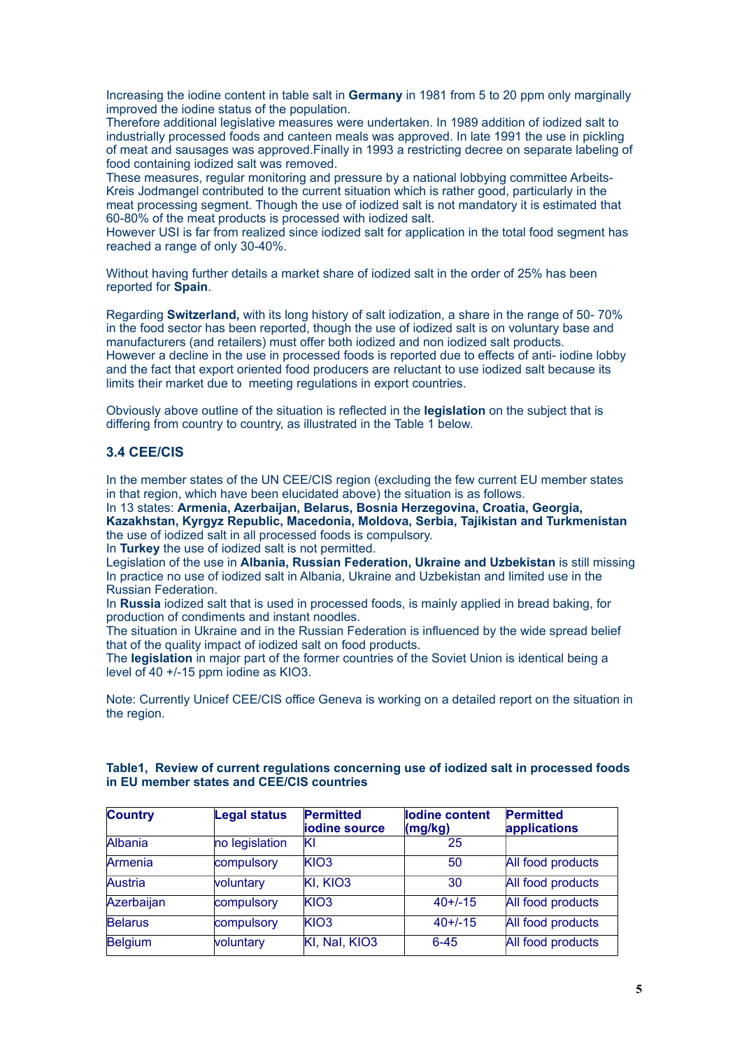Increasing the iodine content in table salt in **Germany** in 1981 from 5 to 20 ppm only marginally improved the iodine status of the population.
Therefore additional legislative measures were undertaken. In 1989 addition of iodized salt to industrially processed foods and canteen meals was approved. In late 1991 the use in pickling of meat and sausages was approved.Finally in 1993 a restricting decree on separate labeling of food containing iodized salt was removed.
These measures, regular monitoring and pressure by a national lobbying committee Arbeits-Kreis Jodmangel contributed to the current situation which is rather good, particularly in the meat processing segment. Though the use of iodized salt is not mandatory it is estimated that 60-80% of the meat products is processed with iodized salt.
However USI is far from realized since iodized salt for application in the total food segment has reached a range of only 30-40%.

Without having further details a market share of iodized salt in the order of 25% has been reported for **Spain**.

Regarding **Switzerland,** with its long history of salt iodization, a share in the range of 50- 70% in the food sector has been reported, though the use of iodized salt is on voluntary base and manufacturers (and retailers) must offer both iodized and non iodized salt products.
However a decline in the use in processed foods is reported due to effects of anti- iodine lobby and the fact that export oriented food producers are reluctant to use iodized salt because its limits their market due to meeting regulations in export countries.

Obviously above outline of the situation is reflected in the **legislation** on the subject that is differing from country to country, as illustrated in the Table 1 below.

### 3.4 CEE/CIS

In the member states of the UN CEE/CIS region (excluding the few current EU member states in that region, which have been elucidated above) the situation is as follows.
In 13 states: **Armenia, Azerbaijan, Belarus, Bosnia Herzegovina, Croatia, Georgia, Kazakhstan, Kyrgyz Republic, Macedonia, Moldova, Serbia, Tajikistan and Turkmenistan** the use of iodized salt in all processed foods is compulsory.
In **Turkey** the use of iodized salt is not permitted.
Legislation of the use in **Albania, Russian Federation, Ukraine and Uzbekistan** is still missing
In practice no use of iodized salt in Albania, Ukraine and Uzbekistan and limited use in the Russian Federation.
In **Russia** iodized salt that is used in processed foods, is mainly applied in bread baking, for production of condiments and instant noodles.
The situation in Ukraine and in the Russian Federation is influenced by the wide spread belief that of the quality impact of iodized salt on food products.
The **legislation** in major part of the former countries of the Soviet Union is identical being a level of 40 +/-15 ppm iodine as $KIO_3$.

Note: Currently Unicef CEE/CIS office Geneva is working on a detailed report on the situation in the region.

**Table1, Review of current regulations concerning use of iodized salt in processed foods in EU member states and CEE/CIS countries**

| Country | Legal status | Permitted iodine source | Iodine content (mg/kg) | Permitted applications |
|---|---|---|---|---|
| Albania | no legislation | KI | 25 | |
| Armenia | compulsory | $KIO_3$ | 50 | All food products |
| Austria | voluntary | KI, $KIO_3$ | 30 | All food products |
| Azerbaijan | compulsory | $KIO_3$ | 40+/-15 | All food products |
| Belarus | compulsory | $KIO_3$ | 40+/-15 | All food products |
| Belgium | voluntary | KI, NaI, $KIO_3$ | 6-45 | All food products |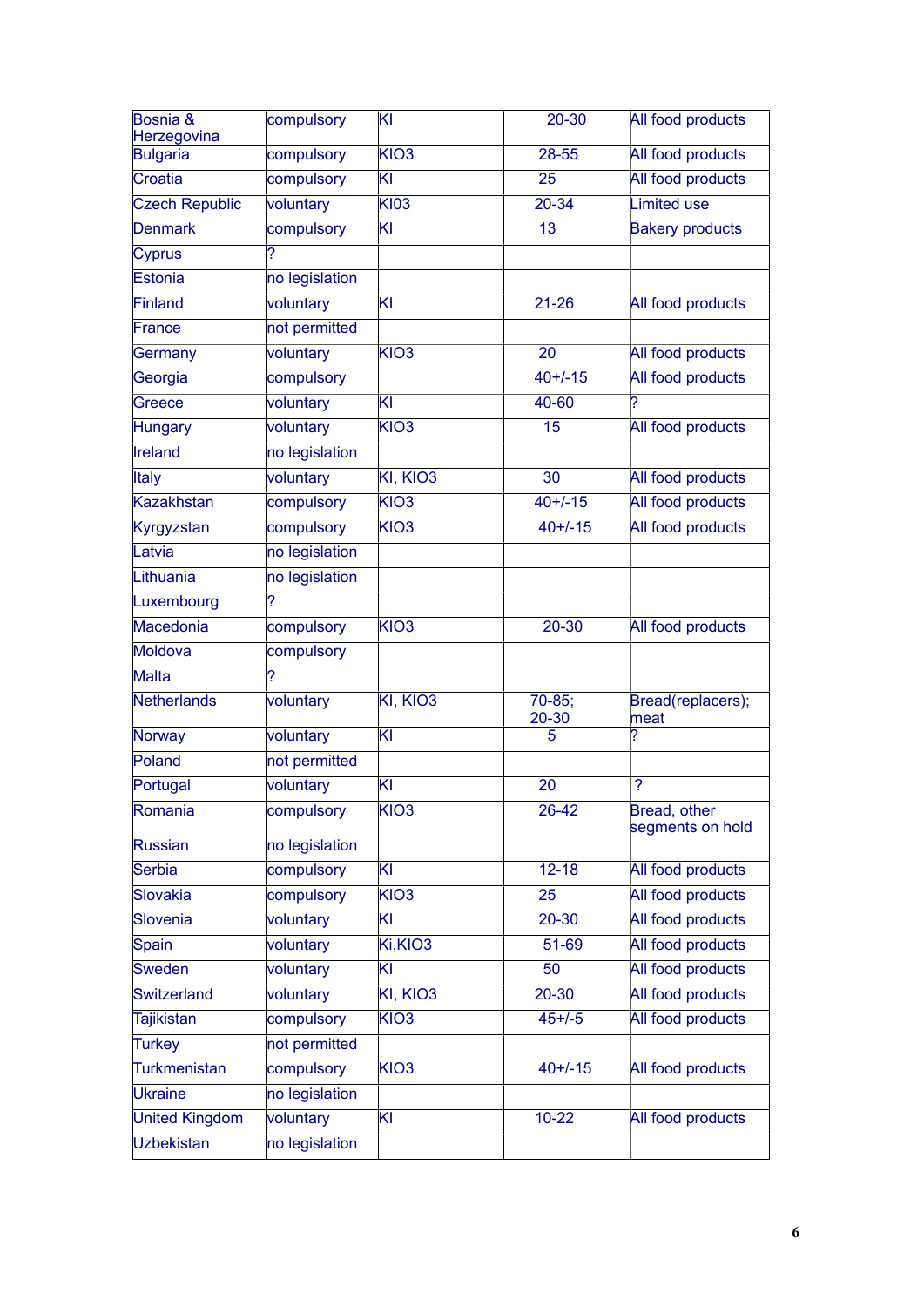| Bosnia & Herzegovina | compulsory | KI | 20-30 | All food products |
|---|---|---|---|---|
| Bulgaria | compulsory | KIO3 | 28-55 | All food products |
| Croatia | compulsory | KI | 25 | All food products |
| Czech Republic | voluntary | KI03 | 20-34 | Limited use |
| Denmark | compulsory | KI | 13 | Bakery products |
| Cyprus | ? | | | |
| Estonia | no legislation | | | |
| Finland | voluntary | KI | 21-26 | All food products |
| France | not permitted | | | |
| Germany | voluntary | KIO3 | 20 | All food products |
| Georgia | compulsory | | 40+/-15 | All food products |
| Greece | voluntary | KI | 40-60 | ? |
| Hungary | voluntary | KIO3 | 15 | All food products |
| Ireland | no legislation | | | |
| Italy | voluntary | KI, KIO3 | 30 | All food products |
| Kazakhstan | compulsory | KIO3 | 40+/-15 | All food products |
| Kyrgyzstan | compulsory | KIO3 | 40+/-15 | All food products |
| Latvia | no legislation | | | |
| Lithuania | no legislation | | | |
| Luxembourg | ? | | | |
| Macedonia | compulsory | KIO3 | 20-30 | All food products |
| Moldova | compulsory | | | |
| Malta | ? | | | |
| Netherlands | voluntary | KI, KIO3 | 70-85; 20-30 | Bread(replacers); meat |
| Norway | voluntary | KI | 5 | ? |
| Poland | not permitted | | | |
| Portugal | voluntary | KI | 20 | ? |
| Romania | compulsory | KIO3 | 26-42 | Bread, other segments on hold |
| Russian | no legislation | | | |
| Serbia | compulsory | KI | 12-18 | All food products |
| Slovakia | compulsory | KIO3 | 25 | All food products |
| Slovenia | voluntary | KI | 20-30 | All food products |
| Spain | voluntary | Ki,KIO3 | 51-69 | All food products |
| Sweden | voluntary | KI | 50 | All food products |
| Switzerland | voluntary | KI, KIO3 | 20-30 | All food products |
| Tajikistan | compulsory | KIO3 | 45+/-5 | All food products |
| Turkey | not permitted | | | |
| Turkmenistan | compulsory | KIO3 | 40+/-15 | All food products |
| Ukraine | no legislation | | | |
| United Kingdom | voluntary | KI | 10-22 | All food products |
| Uzbekistan | no legislation | | | |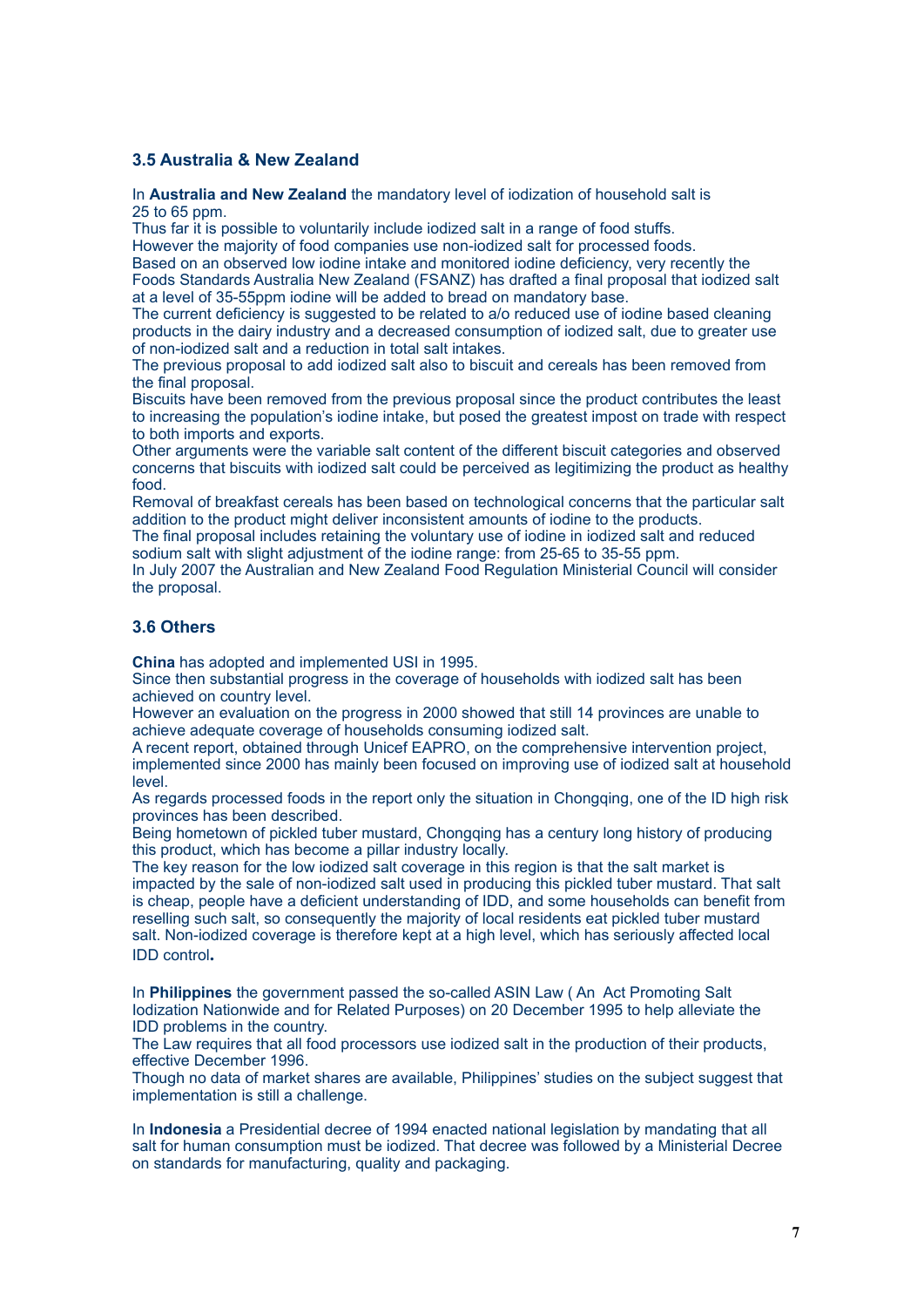### 3.5 Australia & New Zealand

In **Australia and New Zealand** the mandatory level of iodization of household salt is 25 to 65 ppm.

Thus far it is possible to voluntarily include iodized salt in a range of food stuffs.

However the majority of food companies use non-iodized salt for processed foods.

Based on an observed low iodine intake and monitored iodine deficiency, very recently the Foods Standards Australia New Zealand (FSANZ) has drafted a final proposal that iodized salt at a level of 35-55ppm iodine will be added to bread on mandatory base.

The current deficiency is suggested to be related to a/o reduced use of iodine based cleaning products in the dairy industry and a decreased consumption of iodized salt, due to greater use of non-iodized salt and a reduction in total salt intakes.

The previous proposal to add iodized salt also to biscuit and cereals has been removed from the final proposal.

Biscuits have been removed from the previous proposal since the product contributes the least to increasing the population's iodine intake, but posed the greatest impost on trade with respect to both imports and exports.

Other arguments were the variable salt content of the different biscuit categories and observed concerns that biscuits with iodized salt could be perceived as legitimizing the product as healthy food.

Removal of breakfast cereals has been based on technological concerns that the particular salt addition to the product might deliver inconsistent amounts of iodine to the products.

The final proposal includes retaining the voluntary use of iodine in iodized salt and reduced sodium salt with slight adjustment of the iodine range: from 25-65 to 35-55 ppm.

In July 2007 the Australian and New Zealand Food Regulation Ministerial Council will consider the proposal.

### 3.6 Others

**China** has adopted and implemented USI in 1995.

Since then substantial progress in the coverage of households with iodized salt has been achieved on country level.

However an evaluation on the progress in 2000 showed that still 14 provinces are unable to achieve adequate coverage of households consuming iodized salt.

A recent report, obtained through Unicef EAPRO, on the comprehensive intervention project, implemented since 2000 has mainly been focused on improving use of iodized salt at household level.

As regards processed foods in the report only the situation in Chongqing, one of the ID high risk provinces has been described.

Being hometown of pickled tuber mustard, Chongqing has a century long history of producing this product, which has become a pillar industry locally.

The key reason for the low iodized salt coverage in this region is that the salt market is impacted by the sale of non-iodized salt used in producing this pickled tuber mustard. That salt is cheap, people have a deficient understanding of IDD, and some households can benefit from reselling such salt, so consequently the majority of local residents eat pickled tuber mustard salt. Non-iodized coverage is therefore kept at a high level, which has seriously affected local IDD control**.**

In **Philippines** the government passed the so-called ASIN Law ( An Act Promoting Salt Iodization Nationwide and for Related Purposes) on 20 December 1995 to help alleviate the IDD problems in the country.

The Law requires that all food processors use iodized salt in the production of their products, effective December 1996.

Though no data of market shares are available, Philippines' studies on the subject suggest that implementation is still a challenge.

In **Indonesia** a Presidential decree of 1994 enacted national legislation by mandating that all salt for human consumption must be iodized. That decree was followed by a Ministerial Decree on standards for manufacturing, quality and packaging.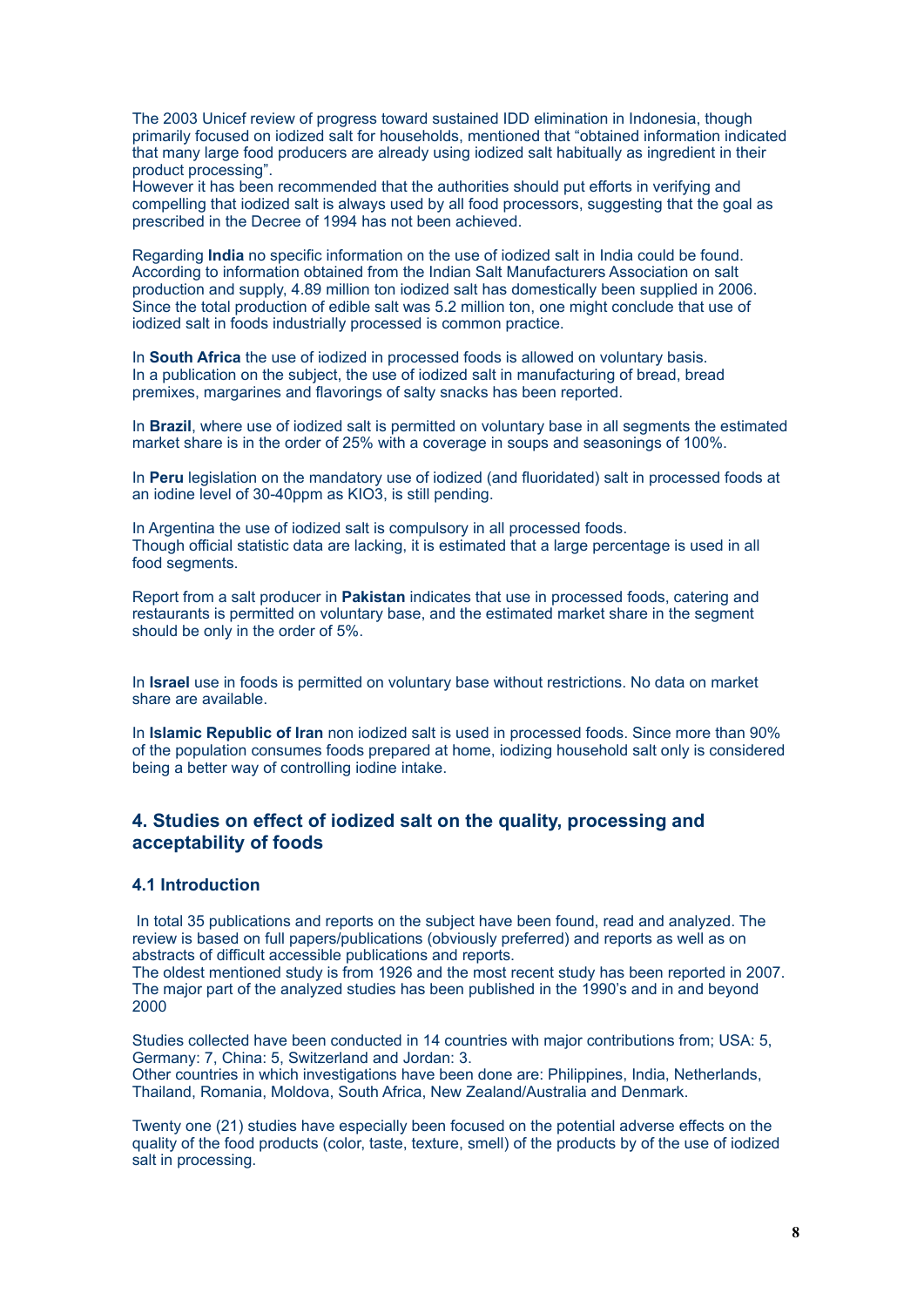The 2003 Unicef review of progress toward sustained IDD elimination in Indonesia, though primarily focused on iodized salt for households, mentioned that "obtained information indicated that many large food producers are already using iodized salt habitually as ingredient in their product processing".
However it has been recommended that the authorities should put efforts in verifying and compelling that iodized salt is always used by all food processors, suggesting that the goal as prescribed in the Decree of 1994 has not been achieved.

Regarding **India** no specific information on the use of iodized salt in India could be found. According to information obtained from the Indian Salt Manufacturers Association on salt production and supply, 4.89 million ton iodized salt has domestically been supplied in 2006. Since the total production of edible salt was 5.2 million ton, one might conclude that use of iodized salt in foods industrially processed is common practice.

In **South Africa** the use of iodized in processed foods is allowed on voluntary basis.
In a publication on the subject, the use of iodized salt in manufacturing of bread, bread premixes, margarines and flavorings of salty snacks has been reported.

In **Brazil**, where use of iodized salt is permitted on voluntary base in all segments the estimated market share is in the order of 25% with a coverage in soups and seasonings of 100%.

In **Peru** legislation on the mandatory use of iodized (and fluoridated) salt in processed foods at an iodine level of 30-40ppm as $KIO_3$, is still pending.

In Argentina the use of iodized salt is compulsory in all processed foods.
Though official statistic data are lacking, it is estimated that a large percentage is used in all food segments.

Report from a salt producer in **Pakistan** indicates that use in processed foods, catering and restaurants is permitted on voluntary base, and the estimated market share in the segment should be only in the order of 5%.

In **Israel** use in foods is permitted on voluntary base without restrictions. No data on market share are available.

In **Islamic Republic of Iran** non iodized salt is used in processed foods. Since more than 90% of the population consumes foods prepared at home, iodizing household salt only is considered being a better way of controlling iodine intake.

## 4. Studies on effect of iodized salt on the quality, processing and acceptability of foods

### 4.1 Introduction

In total 35 publications and reports on the subject have been found, read and analyzed. The review is based on full papers/publications (obviously preferred) and reports as well as on abstracts of difficult accessible publications and reports.
The oldest mentioned study is from 1926 and the most recent study has been reported in 2007. The major part of the analyzed studies has been published in the 1990's and in and beyond 2000

Studies collected have been conducted in 14 countries with major contributions from; USA: 5, Germany: 7, China: 5, Switzerland and Jordan: 3.
Other countries in which investigations have been done are: Philippines, India, Netherlands, Thailand, Romania, Moldova, South Africa, New Zealand/Australia and Denmark.

Twenty one (21) studies have especially been focused on the potential adverse effects on the quality of the food products (color, taste, texture, smell) of the products by of the use of iodized salt in processing.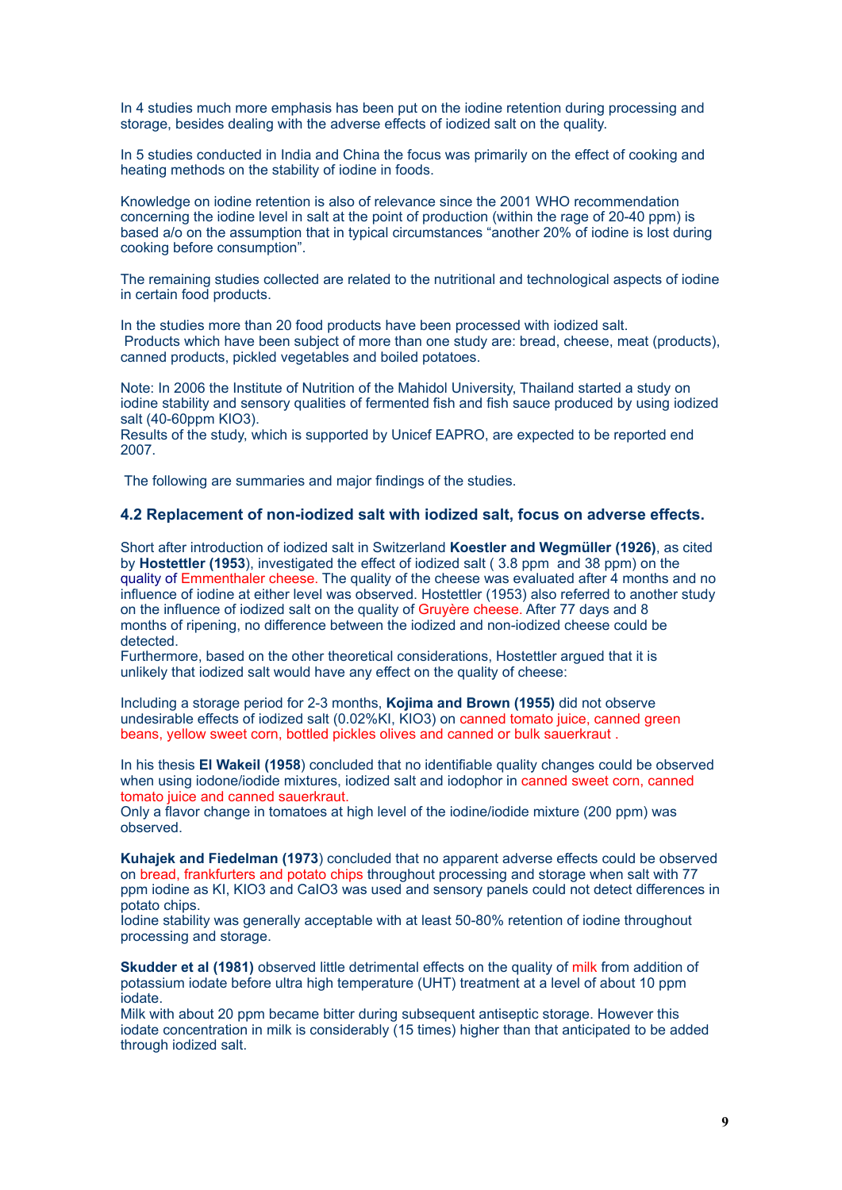In 4 studies much more emphasis has been put on the iodine retention during processing and storage, besides dealing with the adverse effects of iodized salt on the quality.

In 5 studies conducted in India and China the focus was primarily on the effect of cooking and heating methods on the stability of iodine in foods.

Knowledge on iodine retention is also of relevance since the 2001 WHO recommendation concerning the iodine level in salt at the point of production (within the rage of 20-40 ppm) is based a/o on the assumption that in typical circumstances "another 20% of iodine is lost during cooking before consumption".

The remaining studies collected are related to the nutritional and technological aspects of iodine in certain food products.

In the studies more than 20 food products have been processed with iodized salt.
Products which have been subject of more than one study are: bread, cheese, meat (products), canned products, pickled vegetables and boiled potatoes.

Note: In 2006 the Institute of Nutrition of the Mahidol University, Thailand started a study on iodine stability and sensory qualities of fermented fish and fish sauce produced by using iodized salt (40-60ppm $KIO_3$).
Results of the study, which is supported by Unicef EAPRO, are expected to be reported end 2007.

The following are summaries and major findings of the studies.

### 4.2 Replacement of non-iodized salt with iodized salt, focus on adverse effects.

Short after introduction of iodized salt in Switzerland **Koestler and Wegmüller (1926)**, as cited by **Hostettler (1953**), investigated the effect of iodized salt ( 3.8 ppm and 38 ppm) on the quality of Emmenthaler cheese. The quality of the cheese was evaluated after 4 months and no influence of iodine at either level was observed. Hostettler (1953) also referred to another study on the influence of iodized salt on the quality of Gruyère cheese. After 77 days and 8 months of ripening, no difference between the iodized and non-iodized cheese could be detected.
Furthermore, based on the other theoretical considerations, Hostettler argued that it is unlikely that iodized salt would have any effect on the quality of cheese:

Including a storage period for 2-3 months, **Kojima and Brown (1955)** did not observe undesirable effects of iodized salt (0.02%KI, $KIO_3$) on canned tomato juice, canned green beans, yellow sweet corn, bottled pickles olives and canned or bulk sauerkraut .

In his thesis **El Wakeil (1958**) concluded that no identifiable quality changes could be observed when using iodone/iodide mixtures, iodized salt and iodophor in canned sweet corn, canned tomato juice and canned sauerkraut.
Only a flavor change in tomatoes at high level of the iodine/iodide mixture (200 ppm) was observed.

**Kuhajek and Fiedelman (1973**) concluded that no apparent adverse effects could be observed on bread, frankfurters and potato chips throughout processing and storage when salt with 77 ppm iodine as KI, $KIO_3$ and $CaIO_3$ was used and sensory panels could not detect differences in potato chips.
Iodine stability was generally acceptable with at least 50-80% retention of iodine throughout processing and storage.

**Skudder et al (1981)** observed little detrimental effects on the quality of milk from addition of potassium iodate before ultra high temperature (UHT) treatment at a level of about 10 ppm iodate.
Milk with about 20 ppm became bitter during subsequent antiseptic storage. However this iodate concentration in milk is considerably (15 times) higher than that anticipated to be added through iodized salt.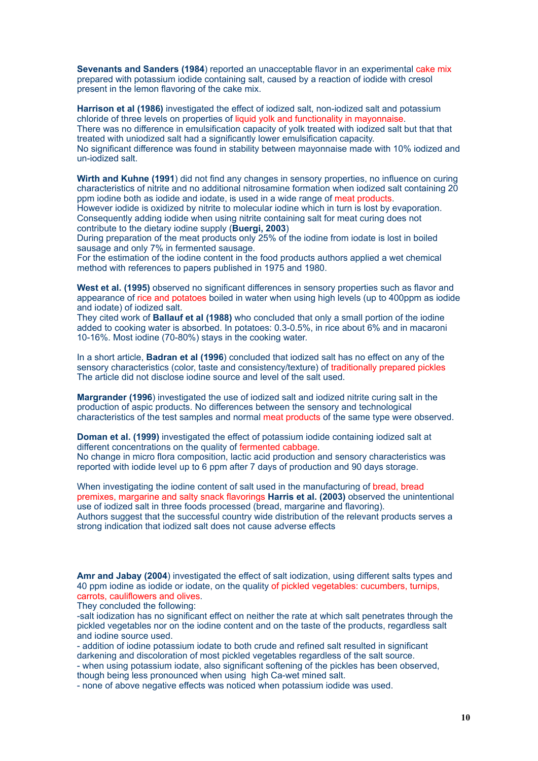**Sevenants and Sanders (1984**) reported an unacceptable flavor in an experimental cake mix prepared with potassium iodide containing salt, caused by a reaction of iodide with cresol present in the lemon flavoring of the cake mix.

**Harrison et al (1986)** investigated the effect of iodized salt, non-iodized salt and potassium chloride of three levels on properties of liquid yolk and functionality in mayonnaise.
There was no difference in emulsification capacity of yolk treated with iodized salt but that that treated with uniodized salt had a significantly lower emulsification capacity.
No significant difference was found in stability between mayonnaise made with 10% iodized and un-iodized salt.

**Wirth and Kuhne (1991**) did not find any changes in sensory properties, no influence on curing characteristics of nitrite and no additional nitrosamine formation when iodized salt containing 20 ppm iodine both as iodide and iodate, is used in a wide range of meat products.
However iodide is oxidized by nitrite to molecular iodine which in turn is lost by evaporation. Consequently adding iodide when using nitrite containing salt for meat curing does not contribute to the dietary iodine supply (**Buergi, 2003**)
During preparation of the meat products only 25% of the iodine from iodate is lost in boiled sausage and only 7% in fermented sausage.
For the estimation of the iodine content in the food products authors applied a wet chemical method with references to papers published in 1975 and 1980.

**West et al. (1995)** observed no significant differences in sensory properties such as flavor and appearance of rice and potatoes boiled in water when using high levels (up to 400ppm as iodide and iodate) of iodized salt.
They cited work of **Ballauf et al (1988)** who concluded that only a small portion of the iodine added to cooking water is absorbed. In potatoes: 0.3-0.5%, in rice about 6% and in macaroni 10-16%. Most iodine (70-80%) stays in the cooking water.

In a short article, **Badran et al (1996**) concluded that iodized salt has no effect on any of the sensory characteristics (color, taste and consistency/texture) of traditionally prepared pickles
The article did not disclose iodine source and level of the salt used.

**Margrander (1996**) investigated the use of iodized salt and iodized nitrite curing salt in the production of aspic products. No differences between the sensory and technological characteristics of the test samples and normal meat products of the same type were observed.

**Doman et al. (1999)** investigated the effect of potassium iodide containing iodized salt at different concentrations on the quality of fermented cabbage.
No change in micro flora composition, lactic acid production and sensory characteristics was reported with iodide level up to 6 ppm after 7 days of production and 90 days storage.

When investigating the iodine content of salt used in the manufacturing of bread, bread premixes, margarine and salty snack flavorings **Harris et al. (2003)** observed the unintentional use of iodized salt in three foods processed (bread, margarine and flavoring).
Authors suggest that the successful country wide distribution of the relevant products serves a strong indication that iodized salt does not cause adverse effects

**Amr and Jabay (2004**) investigated the effect of salt iodization, using different salts types and 40 ppm iodine as iodide or iodate, on the quality of pickled vegetables: cucumbers, turnips, carrots, cauliflowers and olives.
They concluded the following:
-salt iodization has no significant effect on neither the rate at which salt penetrates through the pickled vegetables nor on the iodine content and on the taste of the products, regardless salt and iodine source used.
- addition of iodine potassium iodate to both crude and refined salt resulted in significant darkening and discoloration of most pickled vegetables regardless of the salt source.
- when using potassium iodate, also significant softening of the pickles has been observed, though being less pronounced when using high Ca-wet mined salt.
- none of above negative effects was noticed when potassium iodide was used.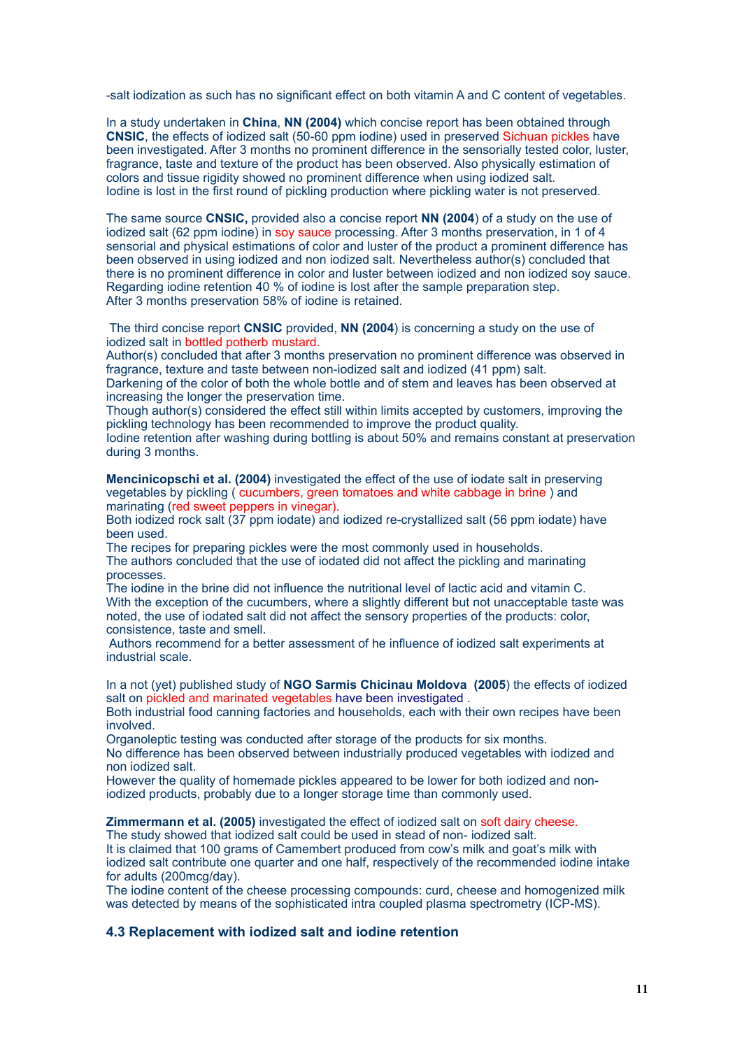-salt iodization as such has no significant effect on both vitamin A and C content of vegetables.

In a study undertaken in **China**, **NN (2004)** which concise report has been obtained through **CNSIC**, the effects of iodized salt (50-60 ppm iodine) used in preserved Sichuan pickles have been investigated. After 3 months no prominent difference in the sensorially tested color, luster, fragrance, taste and texture of the product has been observed. Also physically estimation of colors and tissue rigidity showed no prominent difference when using iodized salt.
Iodine is lost in the first round of pickling production where pickling water is not preserved.

The same source **CNSIC,** provided also a concise report **NN (2004**) of a study on the use of iodized salt (62 ppm iodine) in soy sauce processing. After 3 months preservation, in 1 of 4 sensorial and physical estimations of color and luster of the product a prominent difference has been observed in using iodized and non iodized salt. Nevertheless author(s) concluded that there is no prominent difference in color and luster between iodized and non iodized soy sauce.
Regarding iodine retention 40 % of iodine is lost after the sample preparation step.
After 3 months preservation 58% of iodine is retained.

The third concise report **CNSIC** provided, **NN (2004**) is concerning a study on the use of iodized salt in bottled potherb mustard.
Author(s) concluded that after 3 months preservation no prominent difference was observed in fragrance, texture and taste between non-iodized salt and iodized (41 ppm) salt.
Darkening of the color of both the whole bottle and of stem and leaves has been observed at increasing the longer the preservation time.
Though author(s) considered the effect still within limits accepted by customers, improving the pickling technology has been recommended to improve the product quality.
Iodine retention after washing during bottling is about 50% and remains constant at preservation during 3 months.

**Mencinicopschi et al. (2004)** investigated the effect of the use of iodate salt in preserving vegetables by pickling ( cucumbers, green tomatoes and white cabbage in brine ) and marinating (red sweet peppers in vinegar).
Both iodized rock salt (37 ppm iodate) and iodized re-crystallized salt (56 ppm iodate) have been used.
The recipes for preparing pickles were the most commonly used in households.
The authors concluded that the use of iodated did not affect the pickling and marinating processes.
The iodine in the brine did not influence the nutritional level of lactic acid and vitamin C.
With the exception of the cucumbers, where a slightly different but not unacceptable taste was noted, the use of iodated salt did not affect the sensory properties of the products: color, consistence, taste and smell.
Authors recommend for a better assessment of he influence of iodized salt experiments at industrial scale.

In a not (yet) published study of **NGO Sarmis Chicinau Moldova (2005**) the effects of iodized salt on pickled and marinated vegetables have been investigated .
Both industrial food canning factories and households, each with their own recipes have been involved.
Organoleptic testing was conducted after storage of the products for six months.
No difference has been observed between industrially produced vegetables with iodized and non iodized salt.
However the quality of homemade pickles appeared to be lower for both iodized and non-iodized products, probably due to a longer storage time than commonly used.

**Zimmermann et al. (2005)** investigated the effect of iodized salt on soft dairy cheese.
The study showed that iodized salt could be used in stead of non- iodized salt.
It is claimed that 100 grams of Camembert produced from cow's milk and goat's milk with iodized salt contribute one quarter and one half, respectively of the recommended iodine intake for adults (200mcg/day).
The iodine content of the cheese processing compounds: curd, cheese and homogenized milk was detected by means of the sophisticated intra coupled plasma spectrometry (ICP-MS).

### 4.3 Replacement with iodized salt and iodine retention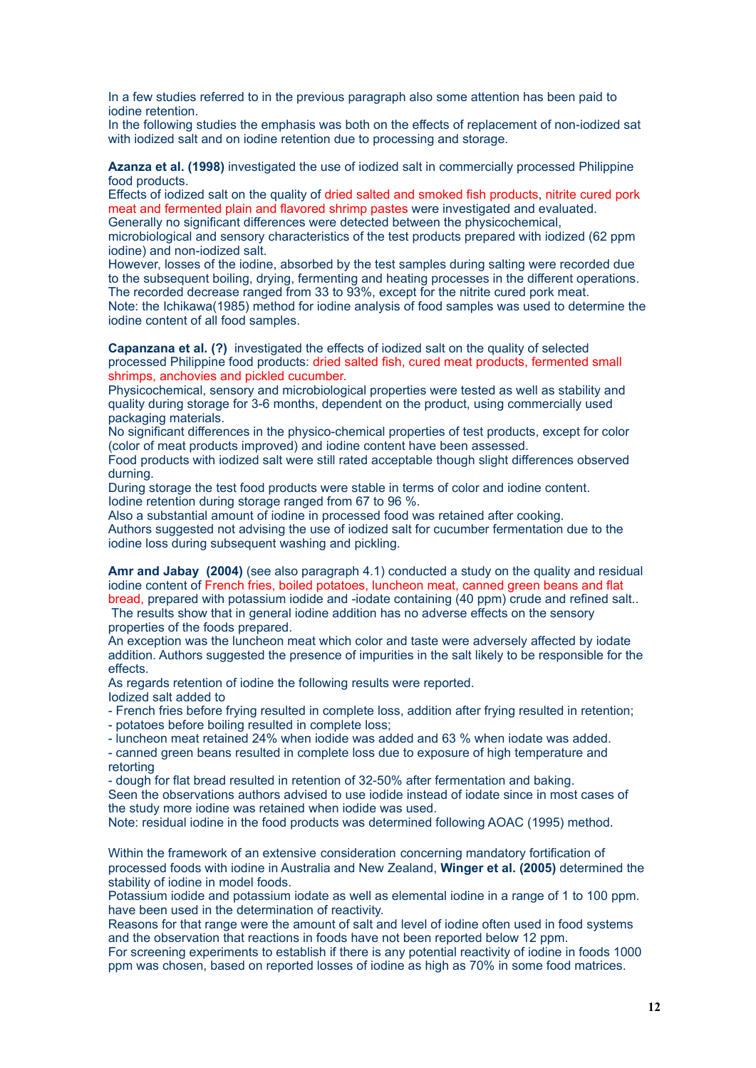In a few studies referred to in the previous paragraph also some attention has been paid to iodine retention.
In the following studies the emphasis was both on the effects of replacement of non-iodized sat with iodized salt and on iodine retention due to processing and storage.

**Azanza et al. (1998)** investigated the use of iodized salt in commercially processed Philippine food products.
Effects of iodized salt on the quality of dried salted and smoked fish products, nitrite cured pork meat and fermented plain and flavored shrimp pastes were investigated and evaluated.
Generally no significant differences were detected between the physicochemical, microbiological and sensory characteristics of the test products prepared with iodized (62 ppm iodine) and non-iodized salt.
However, losses of the iodine, absorbed by the test samples during salting were recorded due to the subsequent boiling, drying, fermenting and heating processes in the different operations.
The recorded decrease ranged from 33 to 93%, except for the nitrite cured pork meat.
Note: the Ichikawa(1985) method for iodine analysis of food samples was used to determine the iodine content of all food samples.

**Capanzana et al. (?)** investigated the effects of iodized salt on the quality of selected processed Philippine food products: dried salted fish, cured meat products, fermented small shrimps, anchovies and pickled cucumber.
Physicochemical, sensory and microbiological properties were tested as well as stability and quality during storage for 3-6 months, dependent on the product, using commercially used packaging materials.
No significant differences in the physico-chemical properties of test products, except for color (color of meat products improved) and iodine content have been assessed.
Food products with iodized salt were still rated acceptable though slight differences observed durning.
During storage the test food products were stable in terms of color and iodine content.
Iodine retention during storage ranged from 67 to 96 %.
Also a substantial amount of iodine in processed food was retained after cooking.
Authors suggested not advising the use of iodized salt for cucumber fermentation due to the iodine loss during subsequent washing and pickling.

**Amr and Jabay (2004)** (see also paragraph 4.1) conducted a study on the quality and residual iodine content of French fries, boiled potatoes, luncheon meat, canned green beans and flat bread, prepared with potassium iodide and -iodate containing (40 ppm) crude and refined salt..
The results show that in general iodine addition has no adverse effects on the sensory properties of the foods prepared.
An exception was the luncheon meat which color and taste were adversely affected by iodate addition. Authors suggested the presence of impurities in the salt likely to be responsible for the effects.
As regards retention of iodine the following results were reported.
Iodized salt added to
- French fries before frying resulted in complete loss, addition after frying resulted in retention;
- potatoes before boiling resulted in complete loss;
- luncheon meat retained 24% when iodide was added and 63 % when iodate was added.
- canned green beans resulted in complete loss due to exposure of high temperature and retorting
- dough for flat bread resulted in retention of 32-50% after fermentation and baking.

Seen the observations authors advised to use iodide instead of iodate since in most cases of the study more iodine was retained when iodide was used.
Note: residual iodine in the food products was determined following AOAC (1995) method.

Within the framework of an extensive consideration concerning mandatory fortification of processed foods with iodine in Australia and New Zealand, **Winger et al. (2005)** determined the stability of iodine in model foods.
Potassium iodide and potassium iodate as well as elemental iodine in a range of 1 to 100 ppm. have been used in the determination of reactivity.
Reasons for that range were the amount of salt and level of iodine often used in food systems and the observation that reactions in foods have not been reported below 12 ppm.
For screening experiments to establish if there is any potential reactivity of iodine in foods 1000 ppm was chosen, based on reported losses of iodine as high as 70% in some food matrices.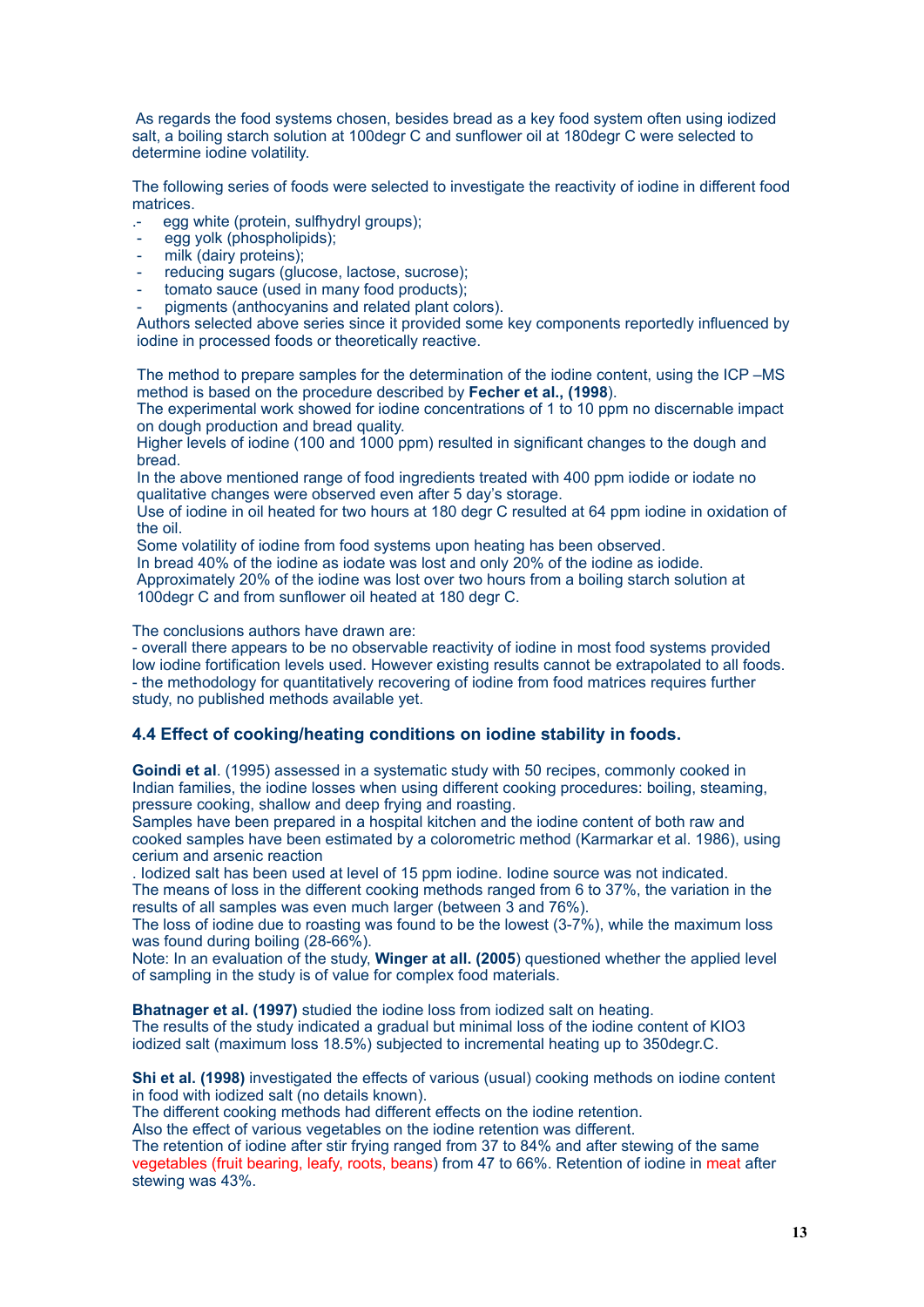As regards the food systems chosen, besides bread as a key food system often using iodized salt, a boiling starch solution at 100degr C and sunflower oil at 180degr C were selected to determine iodine volatility.

The following series of foods were selected to investigate the reactivity of iodine in different food matrices.

- egg white (protein, sulfhydryl groups);
- egg yolk (phospholipids);
- milk (dairy proteins);
- reducing sugars (glucose, lactose, sucrose);
- tomato sauce (used in many food products);
- pigments (anthocyanins and related plant colors).

Authors selected above series since it provided some key components reportedly influenced by iodine in processed foods or theoretically reactive.

The method to prepare samples for the determination of the iodine content, using the ICP –MS method is based on the procedure described by **Fecher et al., (1998**).
The experimental work showed for iodine concentrations of 1 to 10 ppm no discernable impact on dough production and bread quality.
Higher levels of iodine (100 and 1000 ppm) resulted in significant changes to the dough and bread.
In the above mentioned range of food ingredients treated with 400 ppm iodide or iodate no qualitative changes were observed even after 5 day's storage.
Use of iodine in oil heated for two hours at 180 degr C resulted at 64 ppm iodine in oxidation of the oil.
Some volatility of iodine from food systems upon heating has been observed.
In bread 40% of the iodine as iodate was lost and only 20% of the iodine as iodide.
Approximately 20% of the iodine was lost over two hours from a boiling starch solution at 100degr C and from sunflower oil heated at 180 degr C.

The conclusions authors have drawn are:
- overall there appears to be no observable reactivity of iodine in most food systems provided low iodine fortification levels used. However existing results cannot be extrapolated to all foods.
- the methodology for quantitatively recovering of iodine from food matrices requires further study, no published methods available yet.

### 4.4 Effect of cooking/heating conditions on iodine stability in foods.

**Goindi et al**. (1995) assessed in a systematic study with 50 recipes, commonly cooked in Indian families, the iodine losses when using different cooking procedures: boiling, steaming, pressure cooking, shallow and deep frying and roasting.
Samples have been prepared in a hospital kitchen and the iodine content of both raw and cooked samples have been estimated by a colorometric method (Karmarkar et al. 1986), using cerium and arsenic reaction
. Iodized salt has been used at level of 15 ppm iodine. Iodine source was not indicated.
The means of loss in the different cooking methods ranged from 6 to 37%, the variation in the results of all samples was even much larger (between 3 and 76%).
The loss of iodine due to roasting was found to be the lowest (3-7%), while the maximum loss was found during boiling (28-66%).
Note: In an evaluation of the study, **Winger at all. (2005**) questioned whether the applied level of sampling in the study is of value for complex food materials.

**Bhatnager et al. (1997)** studied the iodine loss from iodized salt on heating.
The results of the study indicated a gradual but minimal loss of the iodine content of $KIO_3$ iodized salt (maximum loss 18.5%) subjected to incremental heating up to 350degr.C.

**Shi et al. (1998)** investigated the effects of various (usual) cooking methods on iodine content in food with iodized salt (no details known).
The different cooking methods had different effects on the iodine retention.
Also the effect of various vegetables on the iodine retention was different.
The retention of iodine after stir frying ranged from 37 to 84% and after stewing of the same vegetables (fruit bearing, leafy, roots, beans) from 47 to 66%. Retention of iodine in meat after stewing was 43%.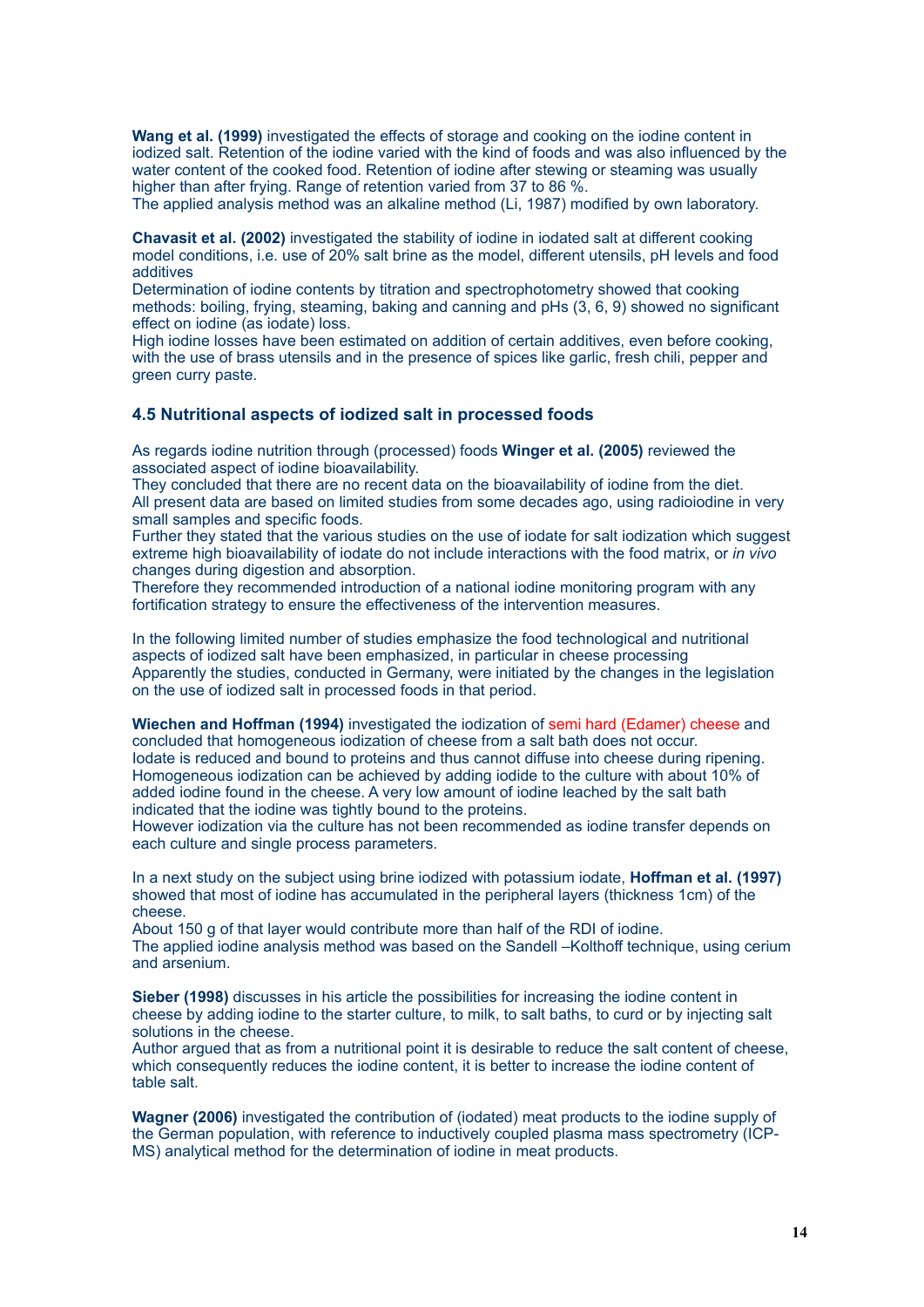**Wang et al. (1999)** investigated the effects of storage and cooking on the iodine content in iodized salt. Retention of the iodine varied with the kind of foods and was also influenced by the water content of the cooked food. Retention of iodine after stewing or steaming was usually higher than after frying. Range of retention varied from 37 to 86 %.
The applied analysis method was an alkaline method (Li, 1987) modified by own laboratory.

**Chavasit et al. (2002)** investigated the stability of iodine in iodated salt at different cooking model conditions, i.e. use of 20% salt brine as the model, different utensils, pH levels and food additives
Determination of iodine contents by titration and spectrophotometry showed that cooking methods: boiling, frying, steaming, baking and canning and pHs (3, 6, 9) showed no significant effect on iodine (as iodate) loss.
High iodine losses have been estimated on addition of certain additives, even before cooking, with the use of brass utensils and in the presence of spices like garlic, fresh chili, pepper and green curry paste.

### 4.5 Nutritional aspects of iodized salt in processed foods

As regards iodine nutrition through (processed) foods **Winger et al. (2005)** reviewed the associated aspect of iodine bioavailability.
They concluded that there are no recent data on the bioavailability of iodine from the diet.
All present data are based on limited studies from some decades ago, using radioiodine in very small samples and specific foods.
Further they stated that the various studies on the use of iodate for salt iodization which suggest extreme high bioavailability of iodate do not include interactions with the food matrix, or *in vivo* changes during digestion and absorption.
Therefore they recommended introduction of a national iodine monitoring program with any fortification strategy to ensure the effectiveness of the intervention measures.

In the following limited number of studies emphasize the food technological and nutritional aspects of iodized salt have been emphasized, in particular in cheese processing
Apparently the studies, conducted in Germany, were initiated by the changes in the legislation on the use of iodized salt in processed foods in that period.

**Wiechen and Hoffman (1994)** investigated the iodization of semi hard (Edamer) cheese and concluded that homogeneous iodization of cheese from a salt bath does not occur.
Iodate is reduced and bound to proteins and thus cannot diffuse into cheese during ripening.
Homogeneous iodization can be achieved by adding iodide to the culture with about 10% of added iodine found in the cheese. A very low amount of iodine leached by the salt bath indicated that the iodine was tightly bound to the proteins.
However iodization via the culture has not been recommended as iodine transfer depends on each culture and single process parameters.

In a next study on the subject using brine iodized with potassium iodate, **Hoffman et al. (1997)** showed that most of iodine has accumulated in the peripheral layers (thickness 1cm) of the cheese.
About 150 g of that layer would contribute more than half of the RDI of iodine.
The applied iodine analysis method was based on the Sandell –Kolthoff technique, using cerium and arsenium.

**Sieber (1998)** discusses in his article the possibilities for increasing the iodine content in cheese by adding iodine to the starter culture, to milk, to salt baths, to curd or by injecting salt solutions in the cheese.
Author argued that as from a nutritional point it is desirable to reduce the salt content of cheese, which consequently reduces the iodine content, it is better to increase the iodine content of table salt.

**Wagner (2006)** investigated the contribution of (iodated) meat products to the iodine supply of the German population, with reference to inductively coupled plasma mass spectrometry (ICP-MS) analytical method for the determination of iodine in meat products.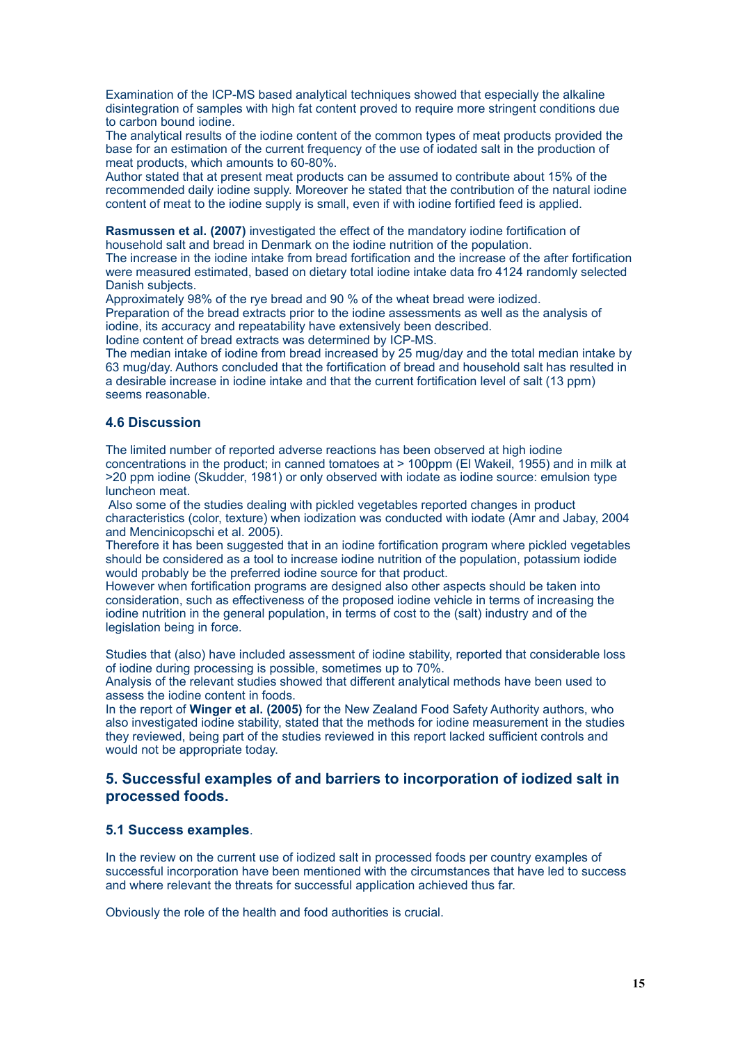Examination of the ICP-MS based analytical techniques showed that especially the alkaline disintegration of samples with high fat content proved to require more stringent conditions due to carbon bound iodine.

The analytical results of the iodine content of the common types of meat products provided the base for an estimation of the current frequency of the use of iodated salt in the production of meat products, which amounts to 60-80%.

Author stated that at present meat products can be assumed to contribute about 15% of the recommended daily iodine supply. Moreover he stated that the contribution of the natural iodine content of meat to the iodine supply is small, even if with iodine fortified feed is applied.

**Rasmussen et al. (2007)** investigated the effect of the mandatory iodine fortification of household salt and bread in Denmark on the iodine nutrition of the population.

The increase in the iodine intake from bread fortification and the increase of the after fortification were measured estimated, based on dietary total iodine intake data fro 4124 randomly selected Danish subjects.

Approximately 98% of the rye bread and 90 % of the wheat bread were iodized.

Preparation of the bread extracts prior to the iodine assessments as well as the analysis of iodine, its accuracy and repeatability have extensively been described.

Iodine content of bread extracts was determined by ICP-MS.

The median intake of iodine from bread increased by 25 mug/day and the total median intake by 63 mug/day. Authors concluded that the fortification of bread and household salt has resulted in a desirable increase in iodine intake and that the current fortification level of salt (13 ppm) seems reasonable.

### 4.6 Discussion

The limited number of reported adverse reactions has been observed at high iodine concentrations in the product; in canned tomatoes at > 100ppm (El Wakeil, 1955) and in milk at >20 ppm iodine (Skudder, 1981) or only observed with iodate as iodine source: emulsion type luncheon meat.

Also some of the studies dealing with pickled vegetables reported changes in product characteristics (color, texture) when iodization was conducted with iodate (Amr and Jabay, 2004 and Mencinicopschi et al. 2005).

Therefore it has been suggested that in an iodine fortification program where pickled vegetables should be considered as a tool to increase iodine nutrition of the population, potassium iodide would probably be the preferred iodine source for that product.

However when fortification programs are designed also other aspects should be taken into consideration, such as effectiveness of the proposed iodine vehicle in terms of increasing the iodine nutrition in the general population, in terms of cost to the (salt) industry and of the legislation being in force.

Studies that (also) have included assessment of iodine stability, reported that considerable loss of iodine during processing is possible, sometimes up to 70%.

Analysis of the relevant studies showed that different analytical methods have been used to assess the iodine content in foods.

In the report of **Winger et al. (2005)** for the New Zealand Food Safety Authority authors, who also investigated iodine stability, stated that the methods for iodine measurement in the studies they reviewed, being part of the studies reviewed in this report lacked sufficient controls and would not be appropriate today.

## 5. Successful examples of and barriers to incorporation of iodized salt in processed foods.

### 5.1 Success examples.

In the review on the current use of iodized salt in processed foods per country examples of successful incorporation have been mentioned with the circumstances that have led to success and where relevant the threats for successful application achieved thus far.

Obviously the role of the health and food authorities is crucial.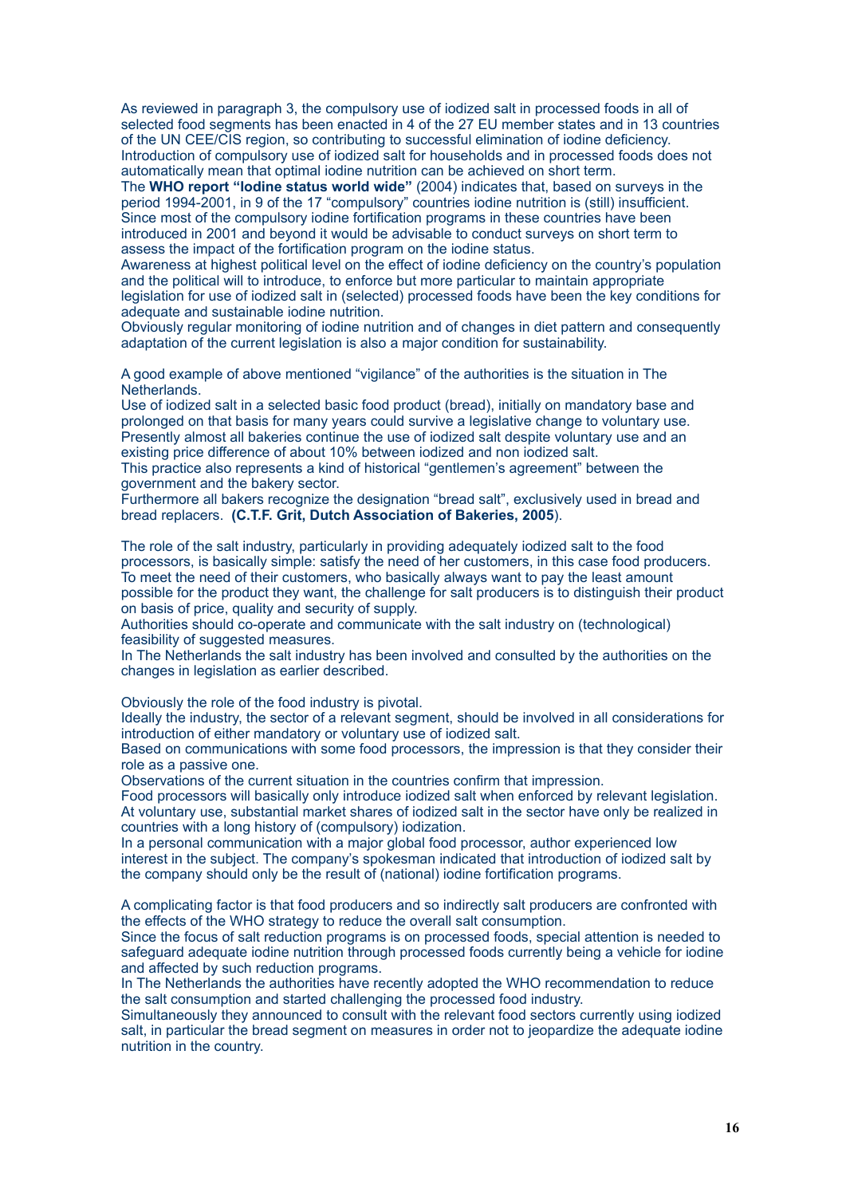As reviewed in paragraph 3, the compulsory use of iodized salt in processed foods in all of selected food segments has been enacted in 4 of the 27 EU member states and in 13 countries of the UN CEE/CIS region, so contributing to successful elimination of iodine deficiency.
Introduction of compulsory use of iodized salt for households and in processed foods does not automatically mean that optimal iodine nutrition can be achieved on short term.
The **WHO report "Iodine status world wide"** (2004) indicates that, based on surveys in the period 1994-2001, in 9 of the 17 "compulsory" countries iodine nutrition is (still) insufficient.
Since most of the compulsory iodine fortification programs in these countries have been introduced in 2001 and beyond it would be advisable to conduct surveys on short term to assess the impact of the fortification program on the iodine status.
Awareness at highest political level on the effect of iodine deficiency on the country's population and the political will to introduce, to enforce but more particular to maintain appropriate legislation for use of iodized salt in (selected) processed foods have been the key conditions for adequate and sustainable iodine nutrition.
Obviously regular monitoring of iodine nutrition and of changes in diet pattern and consequently adaptation of the current legislation is also a major condition for sustainability.

A good example of above mentioned "vigilance" of the authorities is the situation in The Netherlands.
Use of iodized salt in a selected basic food product (bread), initially on mandatory base and prolonged on that basis for many years could survive a legislative change to voluntary use.
Presently almost all bakeries continue the use of iodized salt despite voluntary use and an existing price difference of about 10% between iodized and non iodized salt.
This practice also represents a kind of historical "gentlemen's agreement" between the government and the bakery sector.
Furthermore all bakers recognize the designation "bread salt", exclusively used in bread and bread replacers. **(C.T.F. Grit, Dutch Association of Bakeries, 2005**).

The role of the salt industry, particularly in providing adequately iodized salt to the food processors, is basically simple: satisfy the need of her customers, in this case food producers.
To meet the need of their customers, who basically always want to pay the least amount possible for the product they want, the challenge for salt producers is to distinguish their product on basis of price, quality and security of supply.
Authorities should co-operate and communicate with the salt industry on (technological) feasibility of suggested measures.
In The Netherlands the salt industry has been involved and consulted by the authorities on the changes in legislation as earlier described.

Obviously the role of the food industry is pivotal.
Ideally the industry, the sector of a relevant segment, should be involved in all considerations for introduction of either mandatory or voluntary use of iodized salt.
Based on communications with some food processors, the impression is that they consider their role as a passive one.
Observations of the current situation in the countries confirm that impression.
Food processors will basically only introduce iodized salt when enforced by relevant legislation.
At voluntary use, substantial market shares of iodized salt in the sector have only be realized in countries with a long history of (compulsory) iodization.
In a personal communication with a major global food processor, author experienced low interest in the subject. The company's spokesman indicated that introduction of iodized salt by the company should only be the result of (national) iodine fortification programs.

A complicating factor is that food producers and so indirectly salt producers are confronted with the effects of the WHO strategy to reduce the overall salt consumption.
Since the focus of salt reduction programs is on processed foods, special attention is needed to safeguard adequate iodine nutrition through processed foods currently being a vehicle for iodine and affected by such reduction programs.
In The Netherlands the authorities have recently adopted the WHO recommendation to reduce the salt consumption and started challenging the processed food industry.
Simultaneously they announced to consult with the relevant food sectors currently using iodized salt, in particular the bread segment on measures in order not to jeopardize the adequate iodine nutrition in the country.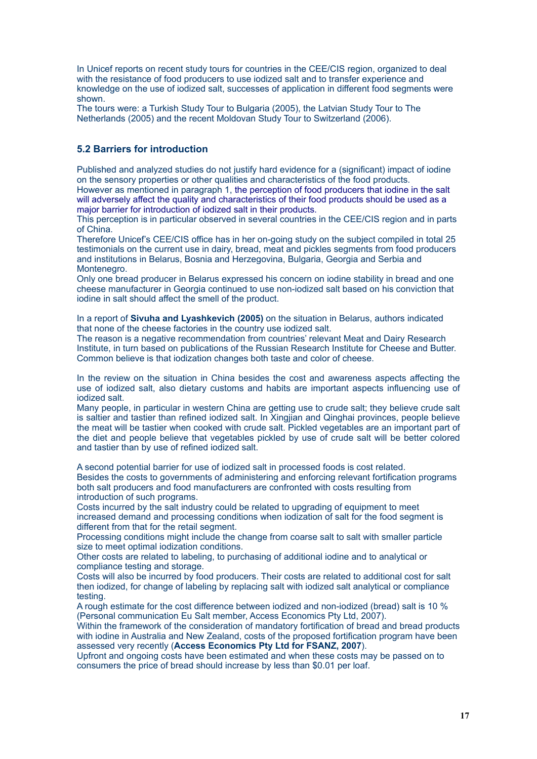In Unicef reports on recent study tours for countries in the CEE/CIS region, organized to deal with the resistance of food producers to use iodized salt and to transfer experience and knowledge on the use of iodized salt, successes of application in different food segments were shown.
The tours were: a Turkish Study Tour to Bulgaria (2005), the Latvian Study Tour to The Netherlands (2005) and the recent Moldovan Study Tour to Switzerland (2006).

### 5.2 Barriers for introduction

Published and analyzed studies do not justify hard evidence for a (significant) impact of iodine on the sensory properties or other qualities and characteristics of the food products.
However as mentioned in paragraph 1, the perception of food producers that iodine in the salt will adversely affect the quality and characteristics of their food products should be used as a major barrier for introduction of iodized salt in their products.
This perception is in particular observed in several countries in the CEE/CIS region and in parts of China.
Therefore Unicef's CEE/CIS office has in her on-going study on the subject compiled in total 25 testimonials on the current use in dairy, bread, meat and pickles segments from food producers and institutions in Belarus, Bosnia and Herzegovina, Bulgaria, Georgia and Serbia and Montenegro.
Only one bread producer in Belarus expressed his concern on iodine stability in bread and one cheese manufacturer in Georgia continued to use non-iodized salt based on his conviction that iodine in salt should affect the smell of the product.

In a report of **Sivuha and Lyashkevich (2005)** on the situation in Belarus, authors indicated that none of the cheese factories in the country use iodized salt.
The reason is a negative recommendation from countries' relevant Meat and Dairy Research Institute, in turn based on publications of the Russian Research Institute for Cheese and Butter.
Common believe is that iodization changes both taste and color of cheese.

In the review on the situation in China besides the cost and awareness aspects affecting the use of iodized salt, also dietary customs and habits are important aspects influencing use of iodized salt.
Many people, in particular in western China are getting use to crude salt; they believe crude salt is saltier and tastier than refined iodized salt. In Xingjian and Qinghai provinces, people believe the meat will be tastier when cooked with crude salt. Pickled vegetables are an important part of the diet and people believe that vegetables pickled by use of crude salt will be better colored and tastier than by use of refined iodized salt.

A second potential barrier for use of iodized salt in processed foods is cost related.
Besides the costs to governments of administering and enforcing relevant fortification programs both salt producers and food manufacturers are confronted with costs resulting from introduction of such programs.
Costs incurred by the salt industry could be related to upgrading of equipment to meet increased demand and processing conditions when iodization of salt for the food segment is different from that for the retail segment.
Processing conditions might include the change from coarse salt to salt with smaller particle size to meet optimal iodization conditions.
Other costs are related to labeling, to purchasing of additional iodine and to analytical or compliance testing and storage.
Costs will also be incurred by food producers. Their costs are related to additional cost for salt then iodized, for change of labeling by replacing salt with iodized salt analytical or compliance testing.
A rough estimate for the cost difference between iodized and non-iodized (bread) salt is 10 % (Personal communication Eu Salt member, Access Economics Pty Ltd, 2007).
Within the framework of the consideration of mandatory fortification of bread and bread products with iodine in Australia and New Zealand, costs of the proposed fortification program have been assessed very recently (**Access Economics Pty Ltd for FSANZ, 2007**).
Upfront and ongoing costs have been estimated and when these costs may be passed on to consumers the price of bread should increase by less than $0.01 per loaf.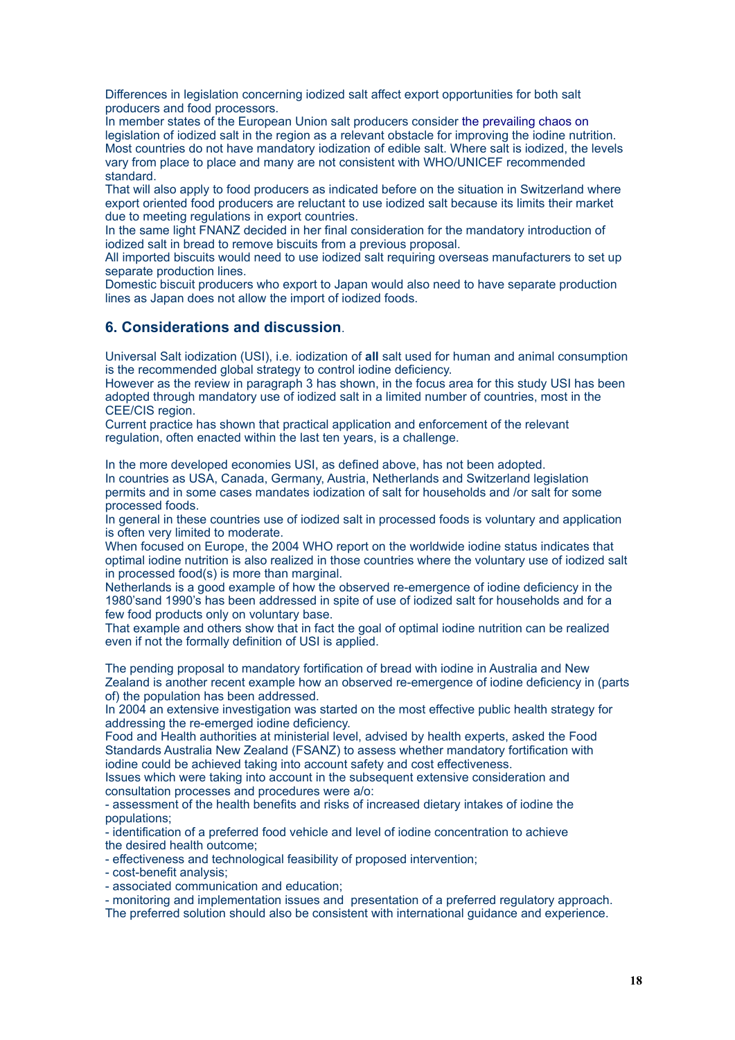Differences in legislation concerning iodized salt affect export opportunities for both salt producers and food processors.
In member states of the European Union salt producers consider the prevailing chaos on legislation of iodized salt in the region as a relevant obstacle for improving the iodine nutrition. Most countries do not have mandatory iodization of edible salt. Where salt is iodized, the levels vary from place to place and many are not consistent with WHO/UNICEF recommended standard.
That will also apply to food producers as indicated before on the situation in Switzerland where export oriented food producers are reluctant to use iodized salt because its limits their market due to meeting regulations in export countries.
In the same light FNANZ decided in her final consideration for the mandatory introduction of iodized salt in bread to remove biscuits from a previous proposal.
All imported biscuits would need to use iodized salt requiring overseas manufacturers to set up separate production lines.
Domestic biscuit producers who export to Japan would also need to have separate production lines as Japan does not allow the import of iodized foods.

## 6. Considerations and discussion.

Universal Salt iodization (USI), i.e. iodization of **all** salt used for human and animal consumption is the recommended global strategy to control iodine deficiency.
However as the review in paragraph 3 has shown, in the focus area for this study USI has been adopted through mandatory use of iodized salt in a limited number of countries, most in the CEE/CIS region.
Current practice has shown that practical application and enforcement of the relevant regulation, often enacted within the last ten years, is a challenge.

In the more developed economies USI, as defined above, has not been adopted.
In countries as USA, Canada, Germany, Austria, Netherlands and Switzerland legislation permits and in some cases mandates iodization of salt for households and /or salt for some processed foods.
In general in these countries use of iodized salt in processed foods is voluntary and application is often very limited to moderate.
When focused on Europe, the 2004 WHO report on the worldwide iodine status indicates that optimal iodine nutrition is also realized in those countries where the voluntary use of iodized salt in processed food(s) is more than marginal.
Netherlands is a good example of how the observed re-emergence of iodine deficiency in the 1980'sand 1990's has been addressed in spite of use of iodized salt for households and for a few food products only on voluntary base.
That example and others show that in fact the goal of optimal iodine nutrition can be realized even if not the formally definition of USI is applied.

The pending proposal to mandatory fortification of bread with iodine in Australia and New Zealand is another recent example how an observed re-emergence of iodine deficiency in (parts of) the population has been addressed.
In 2004 an extensive investigation was started on the most effective public health strategy for addressing the re-emerged iodine deficiency.
Food and Health authorities at ministerial level, advised by health experts, asked the Food Standards Australia New Zealand (FSANZ) to assess whether mandatory fortification with iodine could be achieved taking into account safety and cost effectiveness.
Issues which were taking into account in the subsequent extensive consideration and consultation processes and procedures were a/o:
- assessment of the health benefits and risks of increased dietary intakes of iodine the populations;
- identification of a preferred food vehicle and level of iodine concentration to achieve the desired health outcome;
- effectiveness and technological feasibility of proposed intervention;
- cost-benefit analysis;
- associated communication and education;
- monitoring and implementation issues and presentation of a preferred regulatory approach.

The preferred solution should also be consistent with international guidance and experience.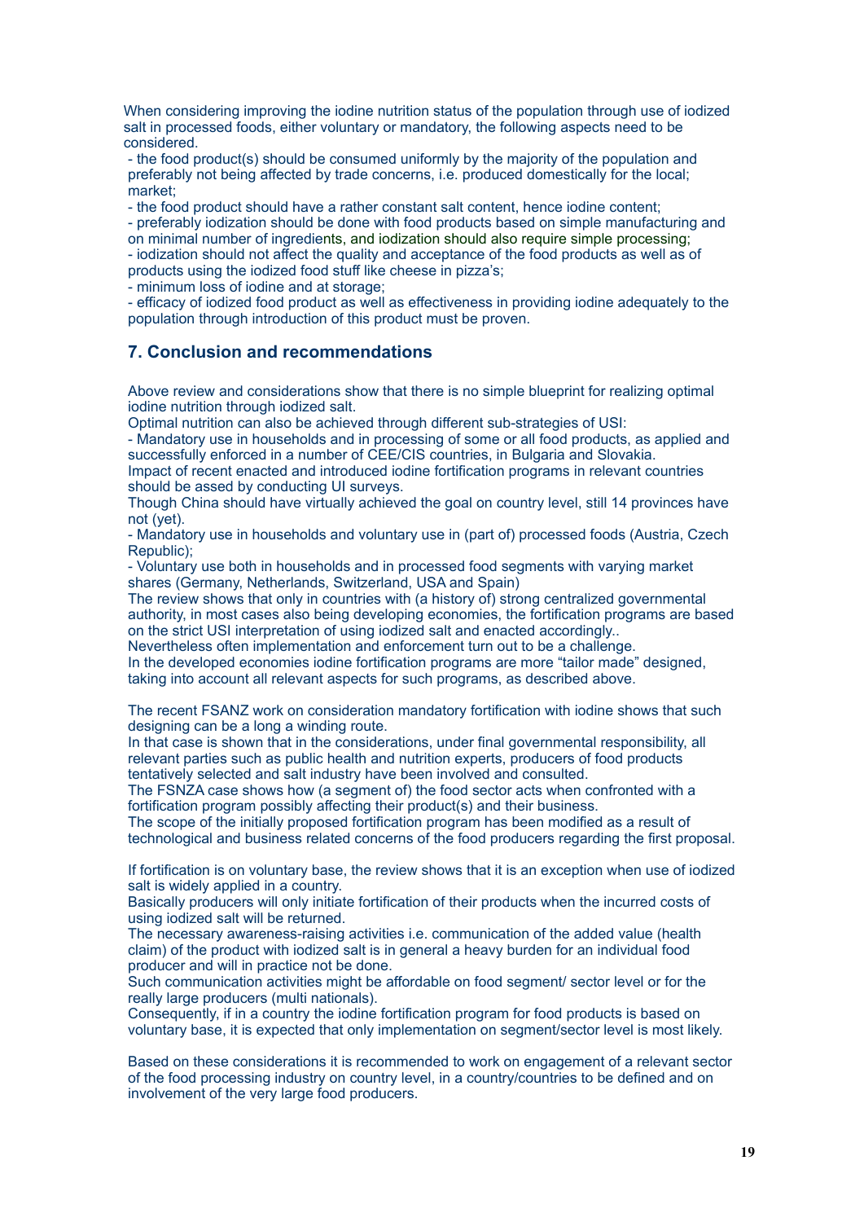When considering improving the iodine nutrition status of the population through use of iodized salt in processed foods, either voluntary or mandatory, the following aspects need to be considered.

- the food product(s) should be consumed uniformly by the majority of the population and preferably not being affected by trade concerns, i.e. produced domestically for the local; market;
- the food product should have a rather constant salt content, hence iodine content;
- preferably iodization should be done with food products based on simple manufacturing and on minimal number of ingredients, and iodization should also require simple processing;
- iodization should not affect the quality and acceptance of the food products as well as of products using the iodized food stuff like cheese in pizza's;
- minimum loss of iodine and at storage;
- efficacy of iodized food product as well as effectiveness in providing iodine adequately to the population through introduction of this product must be proven.

## 7. Conclusion and recommendations

Above review and considerations show that there is no simple blueprint for realizing optimal iodine nutrition through iodized salt.

Optimal nutrition can also be achieved through different sub-strategies of USI:

- Mandatory use in households and in processing of some or all food products, as applied and successfully enforced in a number of CEE/CIS countries, in Bulgaria and Slovakia.

Impact of recent enacted and introduced iodine fortification programs in relevant countries should be assed by conducting UI surveys.

Though China should have virtually achieved the goal on country level, still 14 provinces have not (yet).

- Mandatory use in households and voluntary use in (part of) processed foods (Austria, Czech Republic);
- Voluntary use both in households and in processed food segments with varying market shares (Germany, Netherlands, Switzerland, USA and Spain)

The review shows that only in countries with (a history of) strong centralized governmental authority, in most cases also being developing economies, the fortification programs are based on the strict USI interpretation of using iodized salt and enacted accordingly..

Nevertheless often implementation and enforcement turn out to be a challenge.

In the developed economies iodine fortification programs are more "tailor made" designed, taking into account all relevant aspects for such programs, as described above.

The recent FSANZ work on consideration mandatory fortification with iodine shows that such designing can be a long a winding route.

In that case is shown that in the considerations, under final governmental responsibility, all relevant parties such as public health and nutrition experts, producers of food products tentatively selected and salt industry have been involved and consulted.

The FSNZA case shows how (a segment of) the food sector acts when confronted with a fortification program possibly affecting their product(s) and their business.

The scope of the initially proposed fortification program has been modified as a result of technological and business related concerns of the food producers regarding the first proposal.

If fortification is on voluntary base, the review shows that it is an exception when use of iodized salt is widely applied in a country.

Basically producers will only initiate fortification of their products when the incurred costs of using iodized salt will be returned.

The necessary awareness-raising activities i.e. communication of the added value (health claim) of the product with iodized salt is in general a heavy burden for an individual food producer and will in practice not be done.

Such communication activities might be affordable on food segment/ sector level or for the really large producers (multi nationals).

Consequently, if in a country the iodine fortification program for food products is based on voluntary base, it is expected that only implementation on segment/sector level is most likely.

Based on these considerations it is recommended to work on engagement of a relevant sector of the food processing industry on country level, in a country/countries to be defined and on involvement of the very large food producers.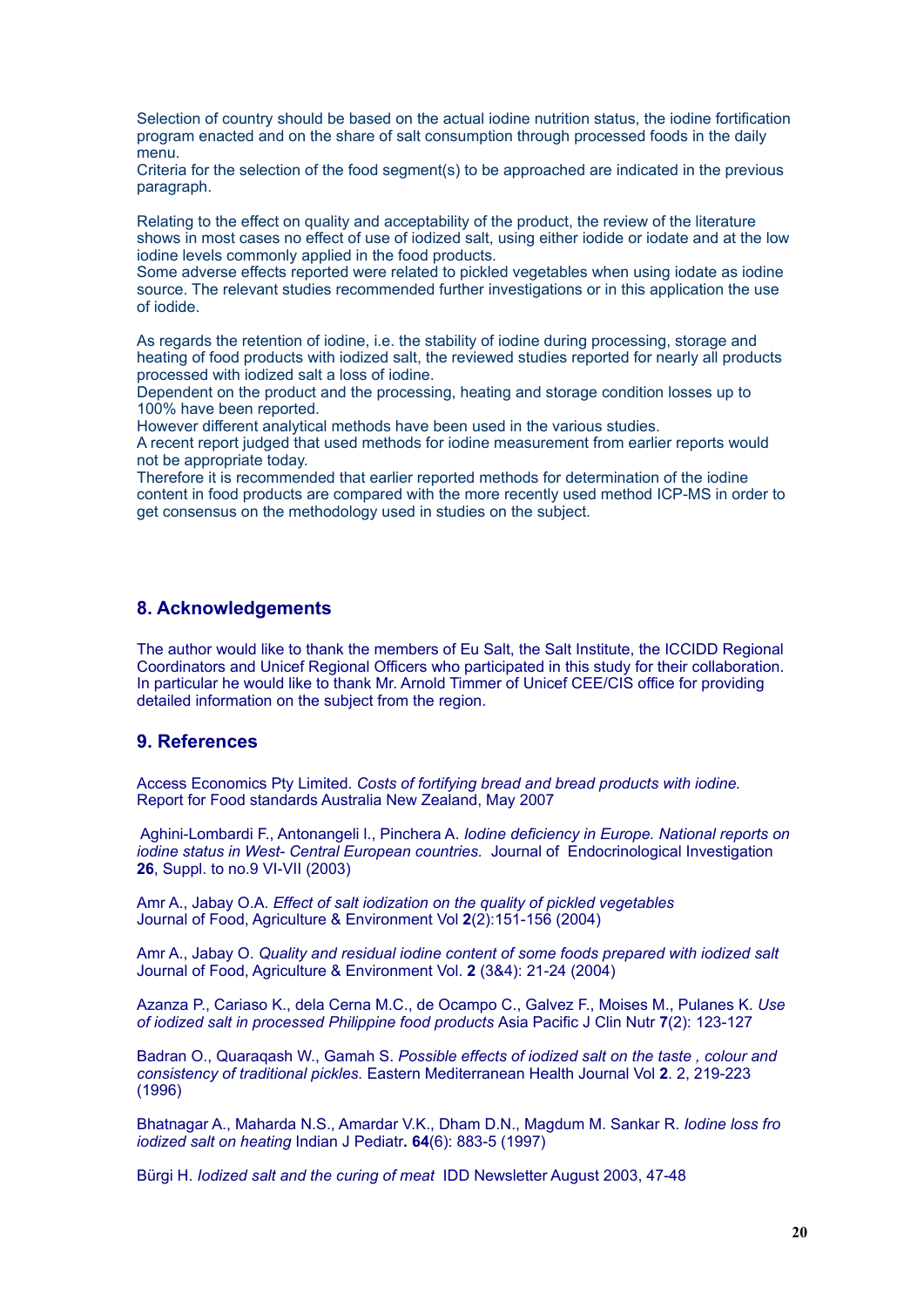Selection of country should be based on the actual iodine nutrition status, the iodine fortification program enacted and on the share of salt consumption through processed foods in the daily menu.
Criteria for the selection of the food segment(s) to be approached are indicated in the previous paragraph.

Relating to the effect on quality and acceptability of the product, the review of the literature shows in most cases no effect of use of iodized salt, using either iodide or iodate and at the low iodine levels commonly applied in the food products.
Some adverse effects reported were related to pickled vegetables when using iodate as iodine source. The relevant studies recommended further investigations or in this application the use of iodide.

As regards the retention of iodine, i.e. the stability of iodine during processing, storage and heating of food products with iodized salt, the reviewed studies reported for nearly all products processed with iodized salt a loss of iodine.
Dependent on the product and the processing, heating and storage condition losses up to 100% have been reported.
However different analytical methods have been used in the various studies.
A recent report judged that used methods for iodine measurement from earlier reports would not be appropriate today.
Therefore it is recommended that earlier reported methods for determination of the iodine content in food products are compared with the more recently used method ICP-MS in order to get consensus on the methodology used in studies on the subject.

## 8. Acknowledgements

The author would like to thank the members of Eu Salt, the Salt Institute, the ICCIDD Regional Coordinators and Unicef Regional Officers who participated in this study for their collaboration. In particular he would like to thank Mr. Arnold Timmer of Unicef CEE/CIS office for providing detailed information on the subject from the region.

## 9. References

Access Economics Pty Limited. *Costs of fortifying bread and bread products with iodine.* Report for Food standards Australia New Zealand, May 2007

Aghini-Lombardi F., Antonangeli I., Pinchera A. *Iodine deficiency in Europe. National reports on iodine status in West- Central European countries.* Journal of Endocrinological Investigation **26**, Suppl. to no.9 VI-VII (2003)

Amr A., Jabay O.A. *Effect of salt iodization on the quality of pickled vegetables* Journal of Food, Agriculture & Environment Vol **2**(2):151-156 (2004)

Amr A., Jabay O. *Quality and residual iodine content of some foods prepared with iodized salt* Journal of Food, Agriculture & Environment Vol. **2** (3&4): 21-24 (2004)

Azanza P., Cariaso K., dela Cerna M.C., de Ocampo C., Galvez F., Moises M., Pulanes K. *Use of iodized salt in processed Philippine food products* Asia Pacific J Clin Nutr **7**(2): 123-127

Badran O., Quaraqash W., Gamah S. *Possible effects of iodized salt on the taste , colour and consistency of traditional pickles.* Eastern Mediterranean Health Journal Vol **2**. 2, 219-223 (1996)

Bhatnagar A., Maharda N.S., Amardar V.K., Dham D.N., Magdum M. Sankar R. *Iodine loss fro iodized salt on heating* Indian J Pediatr**. 64**(6): 883-5 (1997)

Bürgi H. *Iodized salt and the curing of meat* IDD Newsletter August 2003, 47-48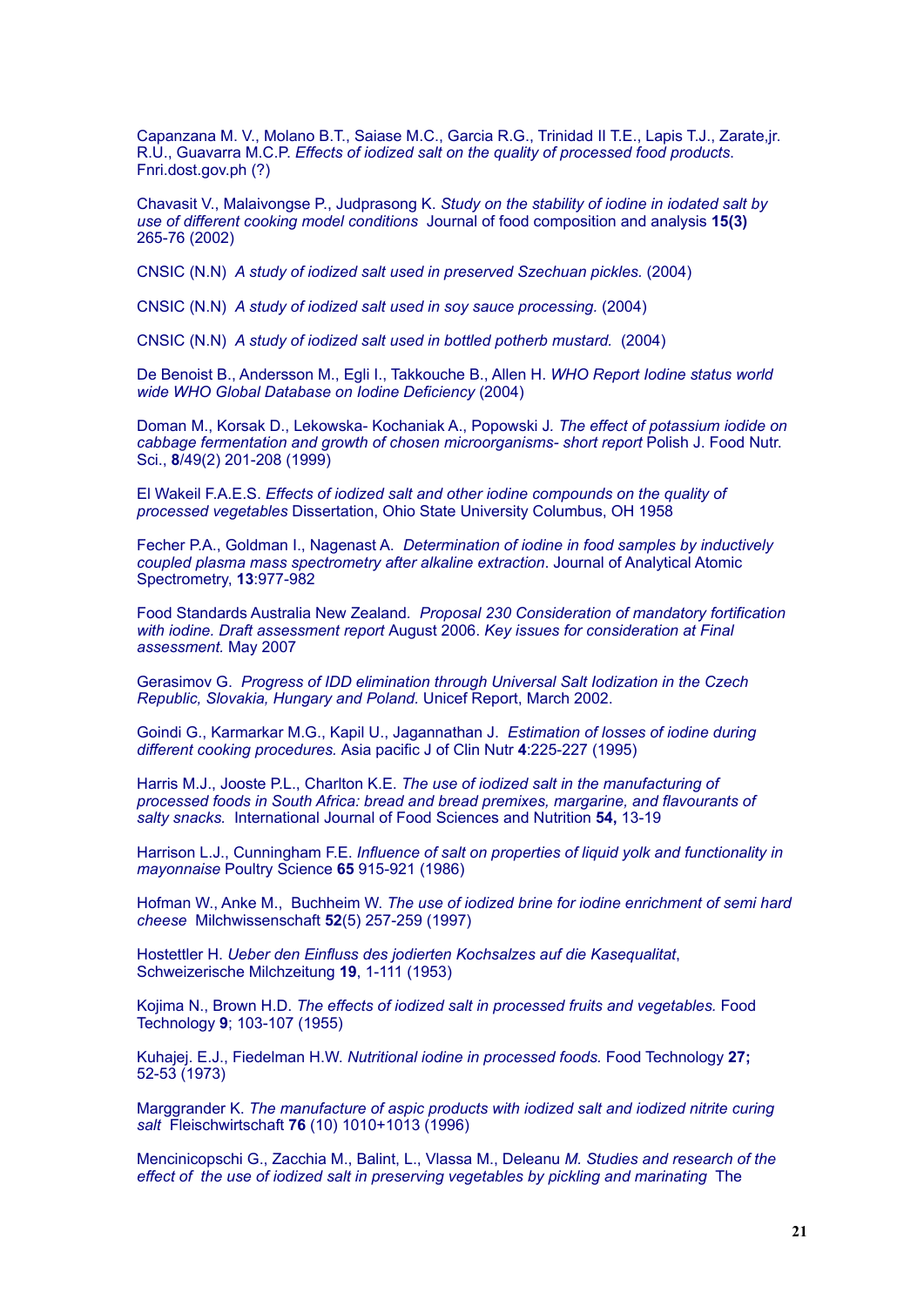Capanzana M. V., Molano B.T., Saiase M.C., Garcia R.G., Trinidad II T.E., Lapis T.J., Zarate,jr. R.U., Guavarra M.C.P. *Effects of iodized salt on the quality of processed food products.* Fnri.dost.gov.ph (?)

Chavasit V., Malaivongse P., Judprasong K. *Study on the stability of iodine in iodated salt by use of different cooking model conditions* Journal of food composition and analysis **15(3)** 265-76 (2002)

CNSIC (N.N) *A study of iodized salt used in preserved Szechuan pickles.* (2004)

CNSIC (N.N) *A study of iodized salt used in soy sauce processing.* (2004)

CNSIC (N.N) *A study of iodized salt used in bottled potherb mustard.* (2004)

De Benoist B., Andersson M., Egli I., Takkouche B., Allen H. *WHO Report Iodine status world wide WHO Global Database on Iodine Deficiency* (2004)

Doman M., Korsak D., Lekowska- Kochaniak A., Popowski J. *The effect of potassium iodide on cabbage fermentation and growth of chosen microorganisms- short report* Polish J. Food Nutr. Sci., **8**/49(2) 201-208 (1999)

El Wakeil F.A.E.S. *Effects of iodized salt and other iodine compounds on the quality of processed vegetables* Dissertation, Ohio State University Columbus, OH 1958

Fecher P.A., Goldman I., Nagenast A. *Determination of iodine in food samples by inductively coupled plasma mass spectrometry after alkaline extraction*. Journal of Analytical Atomic Spectrometry, **13**:977-982

Food Standards Australia New Zealand. *Proposal 230 Consideration of mandatory fortification with iodine. Draft assessment report* August 2006. *Key issues for consideration at Final assessment.* May 2007

Gerasimov G. *Progress of IDD elimination through Universal Salt Iodization in the Czech Republic, Slovakia, Hungary and Poland.* Unicef Report, March 2002.

Goindi G., Karmarkar M.G., Kapil U., Jagannathan J. *Estimation of losses of iodine during different cooking procedures.* Asia pacific J of Clin Nutr **4**:225-227 (1995)

Harris M.J., Jooste P.L., Charlton K.E. *The use of iodized salt in the manufacturing of processed foods in South Africa: bread and bread premixes, margarine, and flavourants of salty snacks.* International Journal of Food Sciences and Nutrition **54,** 13-19

Harrison L.J., Cunningham F.E. *Influence of salt on properties of liquid yolk and functionality in mayonnaise* Poultry Science **65** 915-921 (1986)

Hofman W., Anke M., Buchheim W. *The use of iodized brine for iodine enrichment of semi hard cheese* Milchwissenschaft **52**(5) 257-259 (1997)

Hostettler H. *Ueber den Einfluss des jodierten Kochsalzes auf die Kasequalitat*, Schweizerische Milchzeitung **19**, 1-111 (1953)

Kojima N., Brown H.D. *The effects of iodized salt in processed fruits and vegetables.* Food Technology **9**; 103-107 (1955)

Kuhajej. E.J., Fiedelman H.W. *Nutritional iodine in processed foods.* Food Technology **27;** 52-53 (1973)

Marggrander K. *The manufacture of aspic products with iodized salt and iodized nitrite curing salt* Fleischwirtschaft **76** (10) 1010+1013 (1996)

Mencinicopschi G., Zacchia M., Balint, L., Vlassa M., Deleanu *M. Studies and research of the effect of the use of iodized salt in preserving vegetables by pickling and marinating* The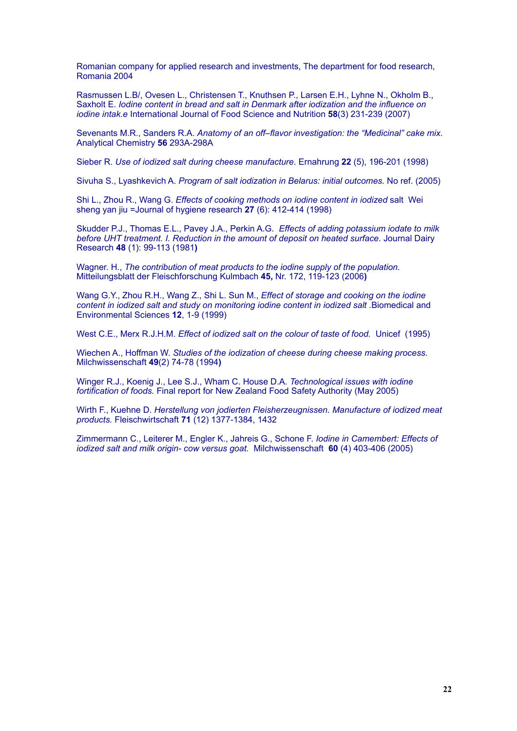Romanian company for applied research and investments, The department for food research, Romania 2004

Rasmussen L.B/, Ovesen L., Christensen T., Knuthsen P., Larsen E.H., Lyhne N., Okholm B., Saxholt E. *Iodine content in bread and salt in Denmark after iodization and the influence on iodine intak.e* International Journal of Food Science and Nutrition **58**(3) 231-239 (2007)

Sevenants M.R., Sanders R.A. *Anatomy of an off–flavor investigation: the "Medicinal" cake mix.* Analytical Chemistry **56** 293A-298A

Sieber R. *Use of iodized salt during cheese manufacture*. Ernahrung **22** (5), 196-201 (1998)

Sivuha S., Lyashkevich A. *Program of salt iodization in Belarus: initial outcomes.* No ref. (2005)

Shi L., Zhou R., Wang G. *Effects of cooking methods on iodine content in iodized* salt Wei sheng yan jiu =Journal of hygiene research **27** (6): 412-414 (1998)

Skudder P.J., Thomas E.L., Pavey J.A., Perkin A.G. *Effects of adding potassium iodate to milk before UHT treatment. I. Reduction in the amount of deposit on heated surface*. Journal Dairy Research **48** (1): 99-113 (1981**)**

Wagner. H., *The contribution of meat products to the iodine supply of the population.* Mitteilungsblatt der Fleischforschung Kulmbach **45,** Nr. 172, 119-123 (2006**)**

Wang G.Y., Zhou R.H., Wang Z., Shi L. Sun M., *Effect of storage and cooking on the iodine content in iodized salt and study on monitoring iodine content in iodized salt* .Biomedical and Environmental Sciences **12**, 1-9 (1999)

West C.E., Merx R.J.H.M. *Effect of iodized salt on the colour of taste of food.* Unicef (1995)

Wiechen A., Hoffman W. *Studies of the iodization of cheese during cheese making process.* Milchwissenschaft **49**(2) 74-78 (1994**)**

Winger R.J., Koenig J., Lee S.J., Wham C. House D.A. *Technological issues with iodine fortification of foods.* Final report for New Zealand Food Safety Authority (May 2005)

Wirth F., Kuehne D. *Herstellung von jodierten Fleisherzeugnissen. Manufacture of iodized meat products.* Fleischwirtschaft **71** (12) 1377-1384, 1432

Zimmermann C., Leiterer M., Engler K., Jahreis G., Schone F. *Iodine in Camembert: Effects of iodized salt and milk origin- cow versus goat.* Milchwissenschaft **60** (4) 403-406 (2005)